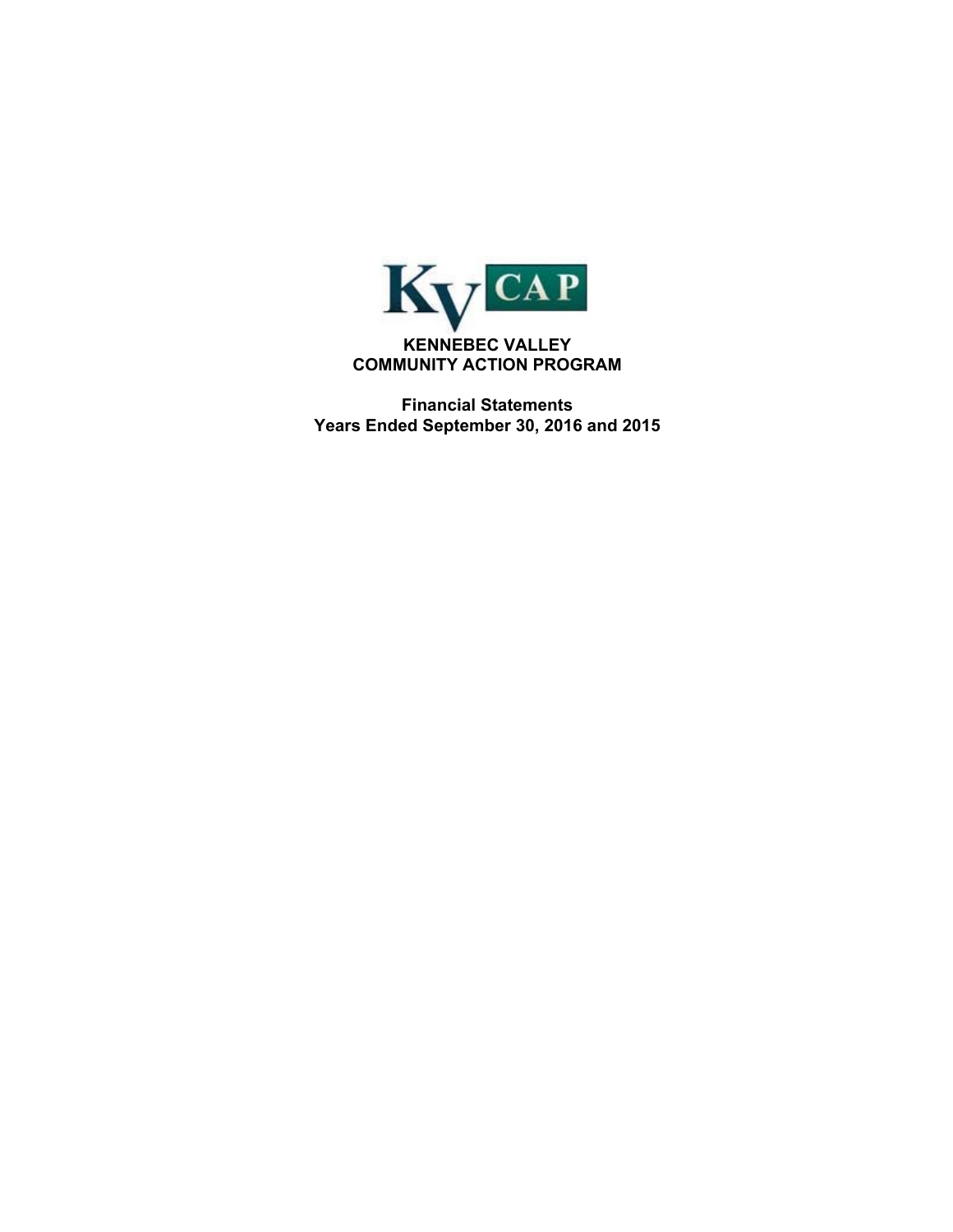KVCAP

# KENNEBEC VALLEY COMMUNITY ACTION PROGRAM

## Financial Statements
## Years Ended September 30, 2016 and 2015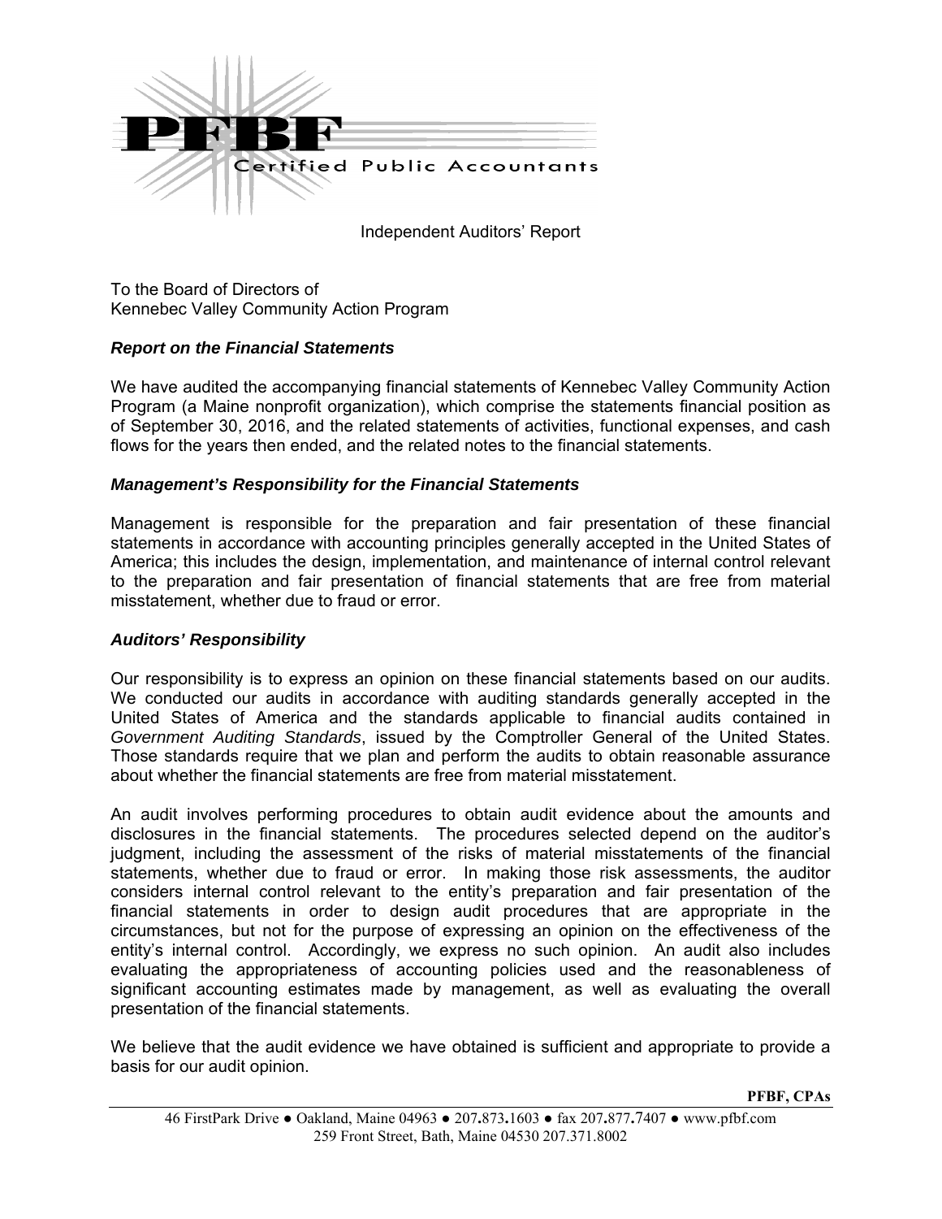PFBF Certified Public Accountants

Independent Auditors' Report

To the Board of Directors of
Kennebec Valley Community Action Program

### *Report on the Financial Statements*

We have audited the accompanying financial statements of Kennebec Valley Community Action Program (a Maine nonprofit organization), which comprise the statements financial position as of September 30, 2016, and the related statements of activities, functional expenses, and cash flows for the years then ended, and the related notes to the financial statements.

### *Management's Responsibility for the Financial Statements*

Management is responsible for the preparation and fair presentation of these financial statements in accordance with accounting principles generally accepted in the United States of America; this includes the design, implementation, and maintenance of internal control relevant to the preparation and fair presentation of financial statements that are free from material misstatement, whether due to fraud or error.

### *Auditors' Responsibility*

Our responsibility is to express an opinion on these financial statements based on our audits. We conducted our audits in accordance with auditing standards generally accepted in the United States of America and the standards applicable to financial audits contained in *Government Auditing Standards*, issued by the Comptroller General of the United States. Those standards require that we plan and perform the audits to obtain reasonable assurance about whether the financial statements are free from material misstatement.

An audit involves performing procedures to obtain audit evidence about the amounts and disclosures in the financial statements. The procedures selected depend on the auditor's judgment, including the assessment of the risks of material misstatements of the financial statements, whether due to fraud or error. In making those risk assessments, the auditor considers internal control relevant to the entity's preparation and fair presentation of the financial statements in order to design audit procedures that are appropriate in the circumstances, but not for the purpose of expressing an opinion on the effectiveness of the entity's internal control. Accordingly, we express no such opinion. An audit also includes evaluating the appropriateness of accounting policies used and the reasonableness of significant accounting estimates made by management, as well as evaluating the overall presentation of the financial statements.

We believe that the audit evidence we have obtained is sufficient and appropriate to provide a basis for our audit opinion.

**PFBF, CPAs**

46 FirstPark Drive ● Oakland, Maine 04963 ● 207.873.1603 ● fax 207.877.7407 ● www.pfbf.com
259 Front Street, Bath, Maine 04530 207.371.8002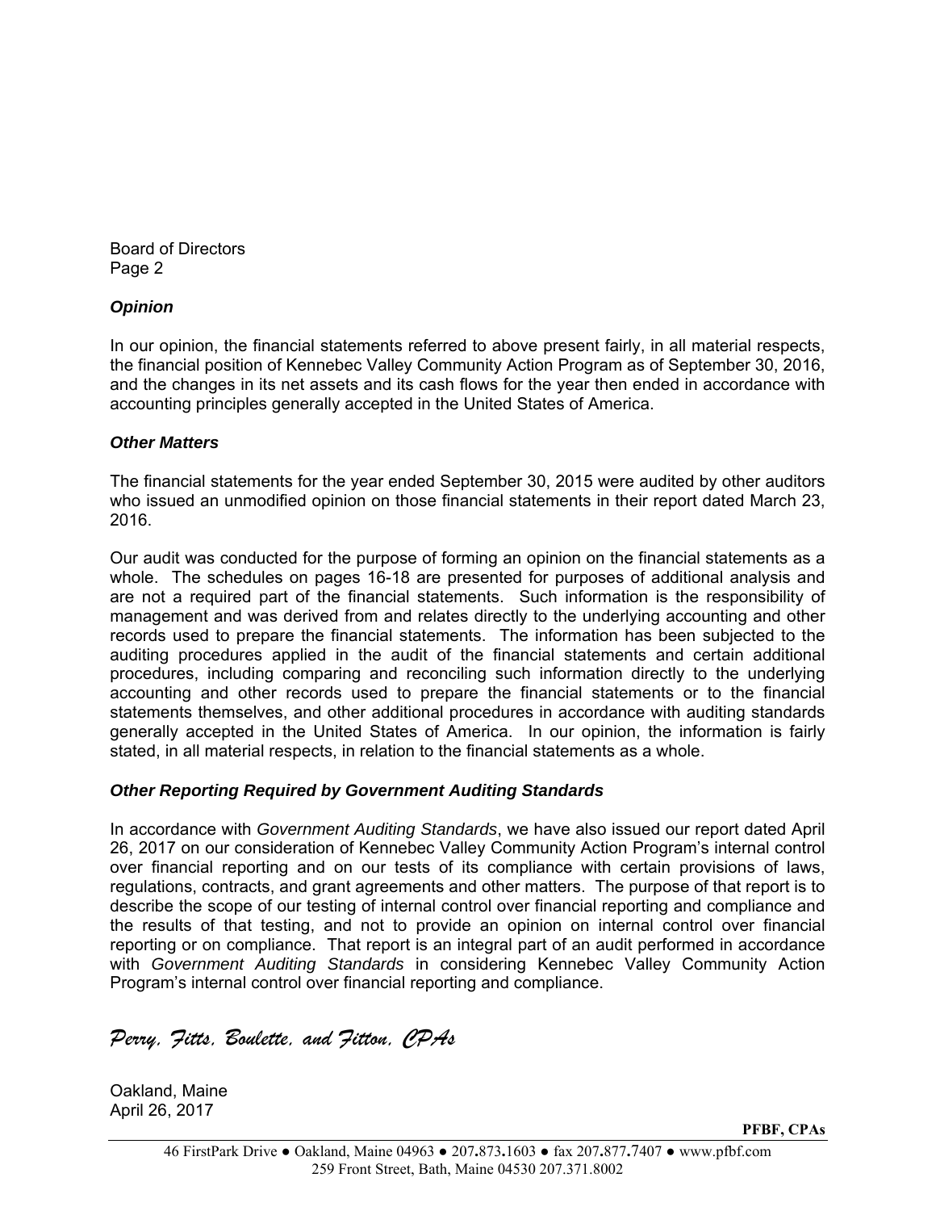Board of Directors
Page 2

***Opinion***

In our opinion, the financial statements referred to above present fairly, in all material respects, the financial position of Kennebec Valley Community Action Program as of September 30, 2016, and the changes in its net assets and its cash flows for the year then ended in accordance with accounting principles generally accepted in the United States of America.

***Other Matters***

The financial statements for the year ended September 30, 2015 were audited by other auditors who issued an unmodified opinion on those financial statements in their report dated March 23, 2016.

Our audit was conducted for the purpose of forming an opinion on the financial statements as a whole. The schedules on pages 16-18 are presented for purposes of additional analysis and are not a required part of the financial statements. Such information is the responsibility of management and was derived from and relates directly to the underlying accounting and other records used to prepare the financial statements. The information has been subjected to the auditing procedures applied in the audit of the financial statements and certain additional procedures, including comparing and reconciling such information directly to the underlying accounting and other records used to prepare the financial statements or to the financial statements themselves, and other additional procedures in accordance with auditing standards generally accepted in the United States of America. In our opinion, the information is fairly stated, in all material respects, in relation to the financial statements as a whole.

***Other Reporting Required by Government Auditing Standards***

In accordance with *Government Auditing Standards*, we have also issued our report dated April 26, 2017 on our consideration of Kennebec Valley Community Action Program's internal control over financial reporting and on our tests of its compliance with certain provisions of laws, regulations, contracts, and grant agreements and other matters. The purpose of that report is to describe the scope of our testing of internal control over financial reporting and compliance and the results of that testing, and not to provide an opinion on internal control over financial reporting or on compliance. That report is an integral part of an audit performed in accordance with *Government Auditing Standards* in considering Kennebec Valley Community Action Program's internal control over financial reporting and compliance.

*Perry, Fitts, Boulette, and Fitton, CPAs*

Oakland, Maine
April 26, 2017

**PFBF, CPAs**

46 FirstPark Drive ● Oakland, Maine 04963 ● 207.873.1603 ● fax 207.877.7407 ● www.pfbf.com
259 Front Street, Bath, Maine 04530 207.371.8002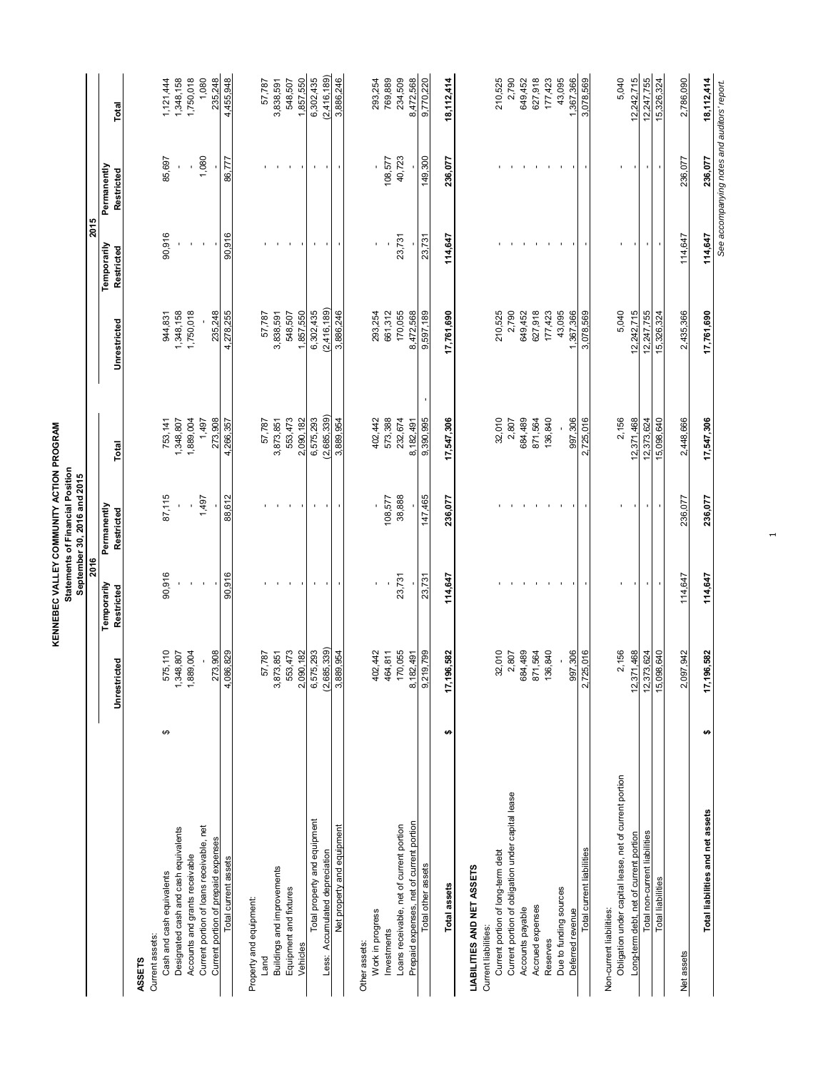# KENNEBEC VALLEY COMMUNITY ACTION PROGRAM

## Statements of Financial Position

### September 30, 2016 and 2015

| | 2016 | | | | 2015 | | | |
|---|---|---|---|---|---|---|---|---|
| | Unrestricted | Temporarily Restricted | Permanently Restricted | Total | Unrestricted | Temporarily Restricted | Permanently Restricted | Total |
| **ASSETS** | | | | | | | | |
| Current assets: | | | | | | | | |
| Cash and cash equivalents | $ 575,110 | 90,916 | 87,115 | 753,141 | 944,831 | 90,916 | 85,697 | 1,121,444 |
| Designated cash and cash equivalents | 1,348,807 | - | - | 1,348,807 | 1,348,158 | - | - | 1,348,158 |
| Accounts and grants receivable | 1,889,004 | - | - | 1,889,004 | 1,750,018 | - | - | 1,750,018 |
| Current portion of loans receivable, net | - | - | 1,497 | 1,497 | - | - | 1,080 | 1,080 |
| Current portion of prepaid expenses | 273,908 | - | - | 273,908 | 235,248 | - | - | 235,248 |
| Total current assets | 4,086,829 | 90,916 | 88,612 | 4,266,357 | 4,278,255 | 90,916 | 86,777 | 4,455,948 |
| Property and equipment: | | | | | | | | |
| Land | 57,787 | - | - | 57,787 | 57,787 | - | - | 57,787 |
| Buildings and improvements | 3,873,851 | - | - | 3,873,851 | 3,838,591 | - | - | 3,838,591 |
| Equipment and fixtures | 553,473 | - | - | 553,473 | 548,507 | - | - | 548,507 |
| Vehicles | 2,090,182 | - | - | 2,090,182 | 1,857,550 | - | - | 1,857,550 |
| Total property and equipment | 6,575,293 | - | - | 6,575,293 | 6,302,435 | - | - | 6,302,435 |
| Less: Accumulated depreciation | (2,685,339) | - | - | (2,685,339) | (2,416,189) | - | - | (2,416,189) |
| Net property and equipment | 3,889,954 | - | - | 3,889,954 | 3,886,246 | - | - | 3,886,246 |
| Other assets: | | | | | | | | |
| Work in progress | 402,442 | - | - | 402,442 | 293,254 | - | - | 293,254 |
| Investments | 464,811 | - | 108,577 | 573,388 | 661,312 | - | 108,577 | 769,889 |
| Loans receivable, net of current portion | 170,055 | 23,731 | 38,888 | 232,674 | 170,055 | 23,731 | 40,723 | 234,509 |
| Prepaid expenses, net of current portion | 8,182,491 | - | - | 8,182,491 | 8,472,568 | - | - | 8,472,568 |
| Total other assets | 9,219,799 | 23,731 | 147,465 | 9,390,995 | 9,597,189 | 23,731 | 149,300 | 9,770,220 |
| **Total assets** | $ 17,196,582 | 114,647 | 236,077 | 17,547,306 | 17,761,690 | 114,647 | 236,077 | 18,112,414 |
| **LIABILITIES AND NET ASSETS** | | | | | | | | |
| Current liabilities: | | | | | | | | |
| Current portion of long-term debt | 32,010 | - | - | 32,010 | 210,525 | - | - | 210,525 |
| Current portion of obligation under capital lease | 2,807 | - | - | 2,807 | 2,790 | - | - | 2,790 |
| Accounts payable | 684,489 | - | - | 684,489 | 649,452 | - | - | 649,452 |
| Accrued expenses | 871,564 | - | - | 871,564 | 627,918 | - | - | 627,918 |
| Reserves | 136,840 | - | - | 136,840 | 177,423 | - | - | 177,423 |
| Due to funding sources | - | - | - | - | 43,095 | - | - | 43,095 |
| Deferred revenue | 997,306 | - | - | 997,306 | 1,367,366 | - | - | 1,367,366 |
| Total current liabilities | 2,725,016 | - | - | 2,725,016 | 3,078,569 | - | - | 3,078,569 |
| Non-current liabilities: | | | | | | | | |
| Obligation under capital lease, net of current portion | 2,156 | - | - | 2,156 | 5,040 | - | - | 5,040 |
| Long-term debt, net of current portion | 12,371,468 | - | - | 12,371,468 | 12,242,715 | - | - | 12,242,715 |
| Total non-current liabilities | 12,373,624 | - | - | 12,373,624 | 12,247,755 | - | - | 12,247,755 |
| Total liabilities | 15,098,640 | - | - | 15,098,640 | 15,326,324 | - | - | 15,326,324 |
| Net assets | 2,097,942 | 114,647 | 236,077 | 2,448,666 | 2,435,366 | 114,647 | 236,077 | 2,786,090 |
| **Total liabilities and net assets** | $ 17,196,582 | 114,647 | 236,077 | 17,547,306 | 17,761,690 | 114,647 | 236,077 | 18,112,414 |

*See accompanying notes and auditors' report.*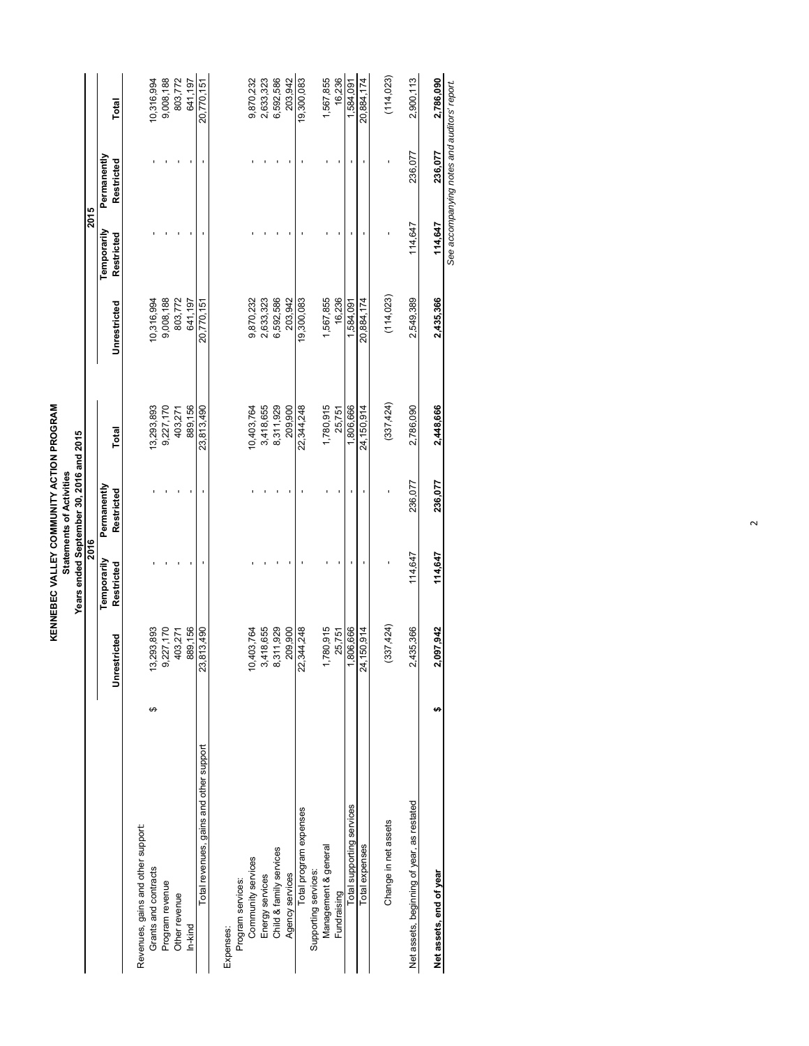# KENNEBEC VALLEY COMMUNITY ACTION PROGRAM

## Statements of Activities

### Years ended September 30, 2016 and 2015

| | 2016 | | | | 2015 | | | |
|---|---|---|---|---|---|---|---|---|
| | Unrestricted | Temporarily Restricted | Permanently Restricted | Total | Unrestricted | Temporarily Restricted | Permanently Restricted | Total |
| Revenues, gains and other support: | | | | | | | | |
| Grants and contracts | $ 13,293,893 | - | - | 13,293,893 | 10,316,994 | - | - | 10,316,994 |
| Program revenue | 9,227,170 | - | - | 9,227,170 | 9,008,188 | - | - | 9,008,188 |
| Other revenue | 403,271 | - | - | 403,271 | 803,772 | - | - | 803,772 |
| In-kind | 889,156 | - | - | 889,156 | 641,197 | - | - | 641,197 |
| Total revenues, gains and other support | 23,813,490 | - | - | 23,813,490 | 20,770,151 | - | - | 20,770,151 |
| Expenses: | | | | | | | | |
| Program services: | | | | | | | | |
| Community services | 10,403,764 | - | - | 10,403,764 | 9,870,232 | - | - | 9,870,232 |
| Energy services | 3,418,655 | - | - | 3,418,655 | 2,633,323 | - | - | 2,633,323 |
| Child & family services | 8,311,929 | - | - | 8,311,929 | 6,592,586 | - | - | 6,592,586 |
| Agency services | 209,900 | - | - | 209,900 | 203,942 | - | - | 203,942 |
| Total program expenses | 22,344,248 | - | - | 22,344,248 | 19,300,083 | - | - | 19,300,083 |
| Supporting services: | | | | | | | | |
| Management & general | 1,780,915 | - | - | 1,780,915 | 1,567,855 | - | - | 1,567,855 |
| Fundraising | 25,751 | - | - | 25,751 | 16,236 | - | - | 16,236 |
| Total supporting services | 1,806,666 | - | - | 1,806,666 | 1,584,091 | - | - | 1,584,091 |
| Total expenses | 24,150,914 | - | - | 24,150,914 | 20,884,174 | - | - | 20,884,174 |
| Change in net assets | (337,424) | - | - | (337,424) | (114,023) | - | - | (114,023) |
| Net assets, beginning of year, as restated | 2,435,366 | 114,647 | 236,077 | 2,786,090 | 2,549,389 | 114,647 | 236,077 | 2,900,113 |
| **Net assets, end of year** | **$ 2,097,942** | **114,647** | **236,077** | **2,448,666** | **2,435,366** | **114,647** | **236,077** | **2,786,090** |

*See accompanying notes and auditors' report.*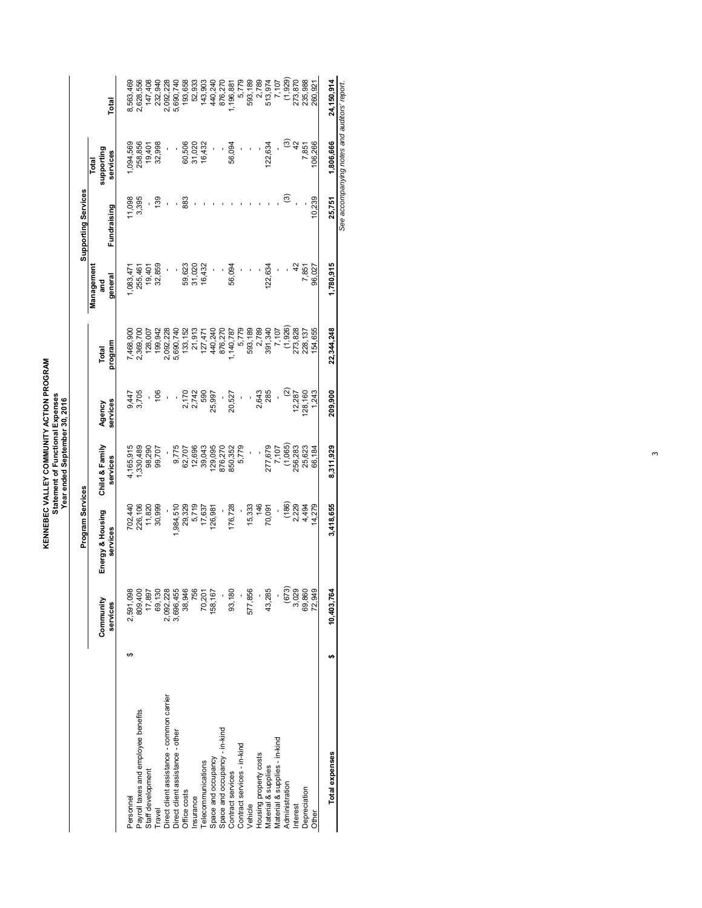# KENNEBEC VALLEY COMMUNITY ACTION PROGRAM

## Statement of Functional Expenses

### Year ended September 30, 2016

| | Program Services | | | | | Supporting Services | | | |
|---|---|---|---|---|---|---|---|---|---|
| | Community services | Energy & Housing services | Child & Family services | Agency services | Total program | Management and general | Fundraising | Total supporting services | Total |
| Personnel | $ 2,591,098 | 702,440 | 4,165,915 | 9,447 | 7,468,900 | 1,083,471 | 11,098 | 1,094,569 | 8,563,469 |
| Payroll taxes and employee benefits | 809,400 | 226,106 | 1,330,489 | 3,705 | 2,369,700 | 255,461 | 3,395 | 258,856 | 2,628,556 |
| Staff development | 17,897 | 11,820 | 98,290 | - | 128,007 | 19,401 | - | 19,401 | 147,408 |
| Travel | 69,130 | 30,999 | 99,707 | 106 | 199,942 | 32,859 | 139 | 32,998 | 232,940 |
| Direct client assistance - common carrier | 2,092,228 | - | - | - | 2,092,228 | - | - | - | 2,092,228 |
| Direct client assistance - other | 3,696,455 | 1,984,510 | 9,775 | - | 5,690,740 | - | - | - | 5,690,740 |
| Office costs | 38,946 | 29,329 | 62,707 | 2,170 | 133,152 | 59,623 | 883 | 60,506 | 193,658 |
| Insurance | 756 | 5,719 | 12,696 | 2,742 | 21,913 | 31,020 | - | 31,020 | 52,933 |
| Telecommunications | 70,201 | 17,637 | 39,043 | 590 | 127,471 | 16,432 | - | 16,432 | 143,903 |
| Space and occupancy | 158,167 | 126,981 | 129,095 | 25,997 | 440,240 | - | - | - | 440,240 |
| Space and occupancy - in-kind | - | - | 876,270 | - | 876,270 | - | - | - | 876,270 |
| Contract services | 93,180 | 176,728 | 850,352 | 20,527 | 1,140,787 | 56,094 | - | 56,094 | 1,196,881 |
| Contract services - in-kind | - | - | 5,779 | - | 5,779 | - | - | - | 5,779 |
| Vehicle | 577,856 | 15,333 | - | - | 593,189 | - | - | - | 593,189 |
| Housing property costs | - | 146 | - | 2,643 | 2,789 | - | - | - | 2,789 |
| Material & supplies | 43,285 | 70,091 | 277,679 | 285 | 391,340 | 122,634 | - | 122,634 | 513,974 |
| Material & supplies - in-kind | - | - | 7,107 | - | 7,107 | - | - | - | 7,107 |
| Administration | (673) | (186) | (1,065) | (2) | (1,926) | - | (3) | (3) | (1,929) |
| Interest | 3,029 | 2,229 | 256,283 | 12,287 | 273,828 | 42 | - | 42 | 273,870 |
| Depreciation | 69,860 | 4,494 | 25,623 | 128,160 | 228,137 | 7,851 | - | 7,851 | 235,988 |
| Other | 72,949 | 14,279 | 66,184 | 1,243 | 154,655 | 96,027 | 10,239 | 106,266 | 260,921 |
| **Total expenses** | **$ 10,403,764** | **3,418,655** | **8,311,929** | **209,900** | **22,344,248** | **1,780,915** | **25,751** | **1,806,666** | **24,150,914** |

*See accompanying notes and auditors' report.*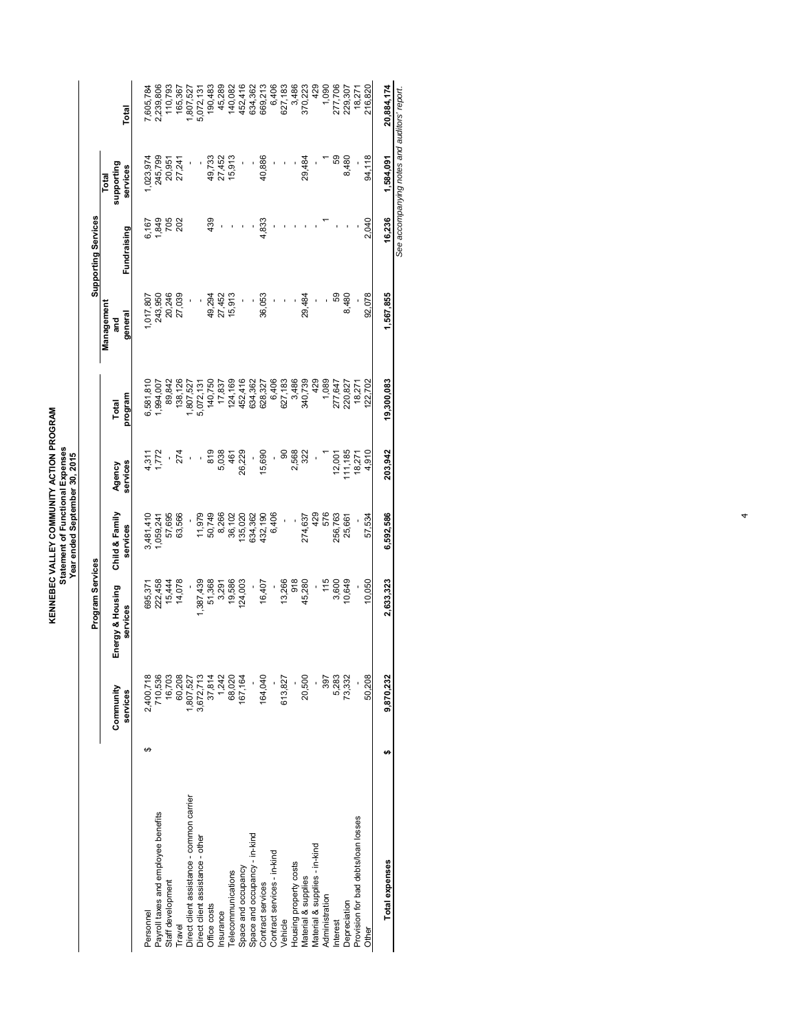# KENNEBEC VALLEY COMMUNITY ACTION PROGRAM

## Statement of Functional Expenses

### Year ended September 30, 2015

| | Program Services | | | | | Supporting Services | | | |
|---|---|---|---|---|---|---|---|---|---|
| | Community services | Energy & Housing services | Child & Family services | Agency services | Total program | Management and general | Fundraising | Total supporting services | Total |
| Personnel | $ 2,400,718 | 695,371 | 3,481,410 | 4,311 | 6,581,810 | 1,017,807 | 6,167 | 1,023,974 | 7,605,784 |
| Payroll taxes and employee benefits | 710,536 | 222,458 | 1,059,241 | 1,772 | 1,994,007 | 243,950 | 1,849 | 245,799 | 2,239,806 |
| Staff development | 16,703 | 15,444 | 57,695 | - | 89,842 | 20,246 | 705 | 20,951 | 110,793 |
| Travel | 60,208 | 14,078 | 63,566 | 274 | 138,126 | 27,039 | 202 | 27,241 | 165,367 |
| Direct client assistance - common carrier | 1,807,527 | - | - | - | 1,807,527 | - | - | - | 1,807,527 |
| Direct client assistance - other | 3,672,713 | 1,387,439 | 11,979 | - | 5,072,131 | - | - | - | 5,072,131 |
| Office costs | 37,814 | 51,368 | 50,749 | 819 | 140,750 | 49,294 | 439 | 49,733 | 190,483 |
| Insurance | 1,242 | 3,291 | 8,266 | 5,038 | 17,837 | 27,452 | - | 27,452 | 45,289 |
| Telecommunications | 68,020 | 19,586 | 36,102 | 461 | 124,169 | 15,913 | - | 15,913 | 140,082 |
| Space and occupancy | 167,164 | 124,003 | 135,020 | 26,229 | 452,416 | - | - | - | 452,416 |
| Space and occupancy - in-kind | - | - | 634,362 | - | 634,362 | - | - | - | 634,362 |
| Contract services | 164,040 | 16,407 | 432,190 | 15,690 | 628,327 | 36,053 | 4,833 | 40,886 | 669,213 |
| Contract services - in-kind | - | - | 6,406 | - | 6,406 | - | - | - | 6,406 |
| Vehicle | 613,827 | 13,266 | - | 90 | 627,183 | - | - | - | 627,183 |
| Housing property costs | - | 918 | - | 2,568 | 3,486 | - | - | - | 3,486 |
| Material & supplies | 20,500 | 45,280 | 274,637 | 322 | 340,739 | 29,484 | - | 29,484 | 370,223 |
| Material & supplies - in-kind | - | - | 429 | - | 429 | - | - | - | 429 |
| Administration | 397 | 115 | 576 | 1 | 1,089 | - | 1 | 1 | 1,090 |
| Interest | 5,283 | 3,600 | 256,763 | 12,001 | 277,647 | 59 | - | 59 | 277,706 |
| Depreciation | 73,332 | 10,649 | 25,661 | 111,185 | 220,827 | 8,480 | - | 8,480 | 229,307 |
| Provision for bad debts/loan losses | - | - | - | 18,271 | 18,271 | - | - | - | 18,271 |
| Other | 50,208 | 10,050 | 57,534 | 4,910 | 122,702 | 92,078 | 2,040 | 94,118 | 216,820 |
| **Total expenses** | **$ 9,870,232** | **2,633,323** | **6,592,586** | **203,942** | **19,300,083** | **1,567,855** | **16,236** | **1,584,091** | **20,884,174** |

*See accompanying notes and auditors' report.*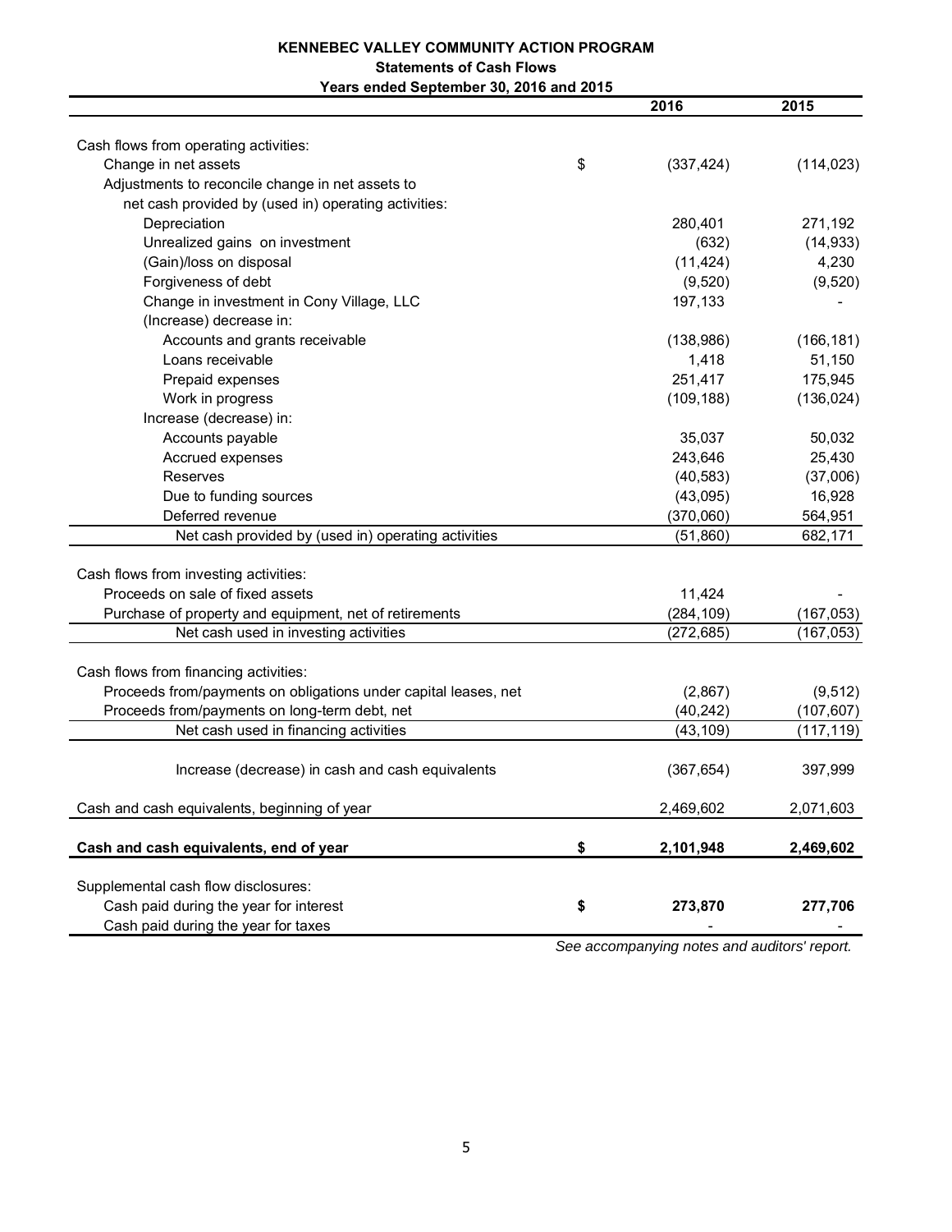# KENNEBEC VALLEY COMMUNITY ACTION PROGRAM

## Statements of Cash Flows

### Years ended September 30, 2016 and 2015

| | | 2016 | 2015 |
|---|---|---|---|
| Cash flows from operating activities: | | | |
| Change in net assets | $ | (337,424) | (114,023) |
| Adjustments to reconcile change in net assets to net cash provided by (used in) operating activities: | | | |
| Depreciation | | 280,401 | 271,192 |
| Unrealized gains on investment | | (632) | (14,933) |
| (Gain)/loss on disposal | | (11,424) | 4,230 |
| Forgiveness of debt | | (9,520) | (9,520) |
| Change in investment in Cony Village, LLC | | 197,133 | - |
| (Increase) decrease in: | | | |
| Accounts and grants receivable | | (138,986) | (166,181) |
| Loans receivable | | 1,418 | 51,150 |
| Prepaid expenses | | 251,417 | 175,945 |
| Work in progress | | (109,188) | (136,024) |
| Increase (decrease) in: | | | |
| Accounts payable | | 35,037 | 50,032 |
| Accrued expenses | | 243,646 | 25,430 |
| Reserves | | (40,583) | (37,006) |
| Due to funding sources | | (43,095) | 16,928 |
| Deferred revenue | | (370,060) | 564,951 |
| Net cash provided by (used in) operating activities | | (51,860) | 682,171 |
| Cash flows from investing activities: | | | |
| Proceeds on sale of fixed assets | | 11,424 | - |
| Purchase of property and equipment, net of retirements | | (284,109) | (167,053) |
| Net cash used in investing activities | | (272,685) | (167,053) |
| Cash flows from financing activities: | | | |
| Proceeds from/payments on obligations under capital leases, net | | (2,867) | (9,512) |
| Proceeds from/payments on long-term debt, net | | (40,242) | (107,607) |
| Net cash used in financing activities | | (43,109) | (117,119) |
| Increase (decrease) in cash and cash equivalents | | (367,654) | 397,999 |
| Cash and cash equivalents, beginning of year | | 2,469,602 | 2,071,603 |
| **Cash and cash equivalents, end of year** | **$** | **2,101,948** | **2,469,602** |
| Supplemental cash flow disclosures: | | | |
| Cash paid during the year for interest | **$** | **273,870** | **277,706** |
| Cash paid during the year for taxes | | - | - |

*See accompanying notes and auditors' report.*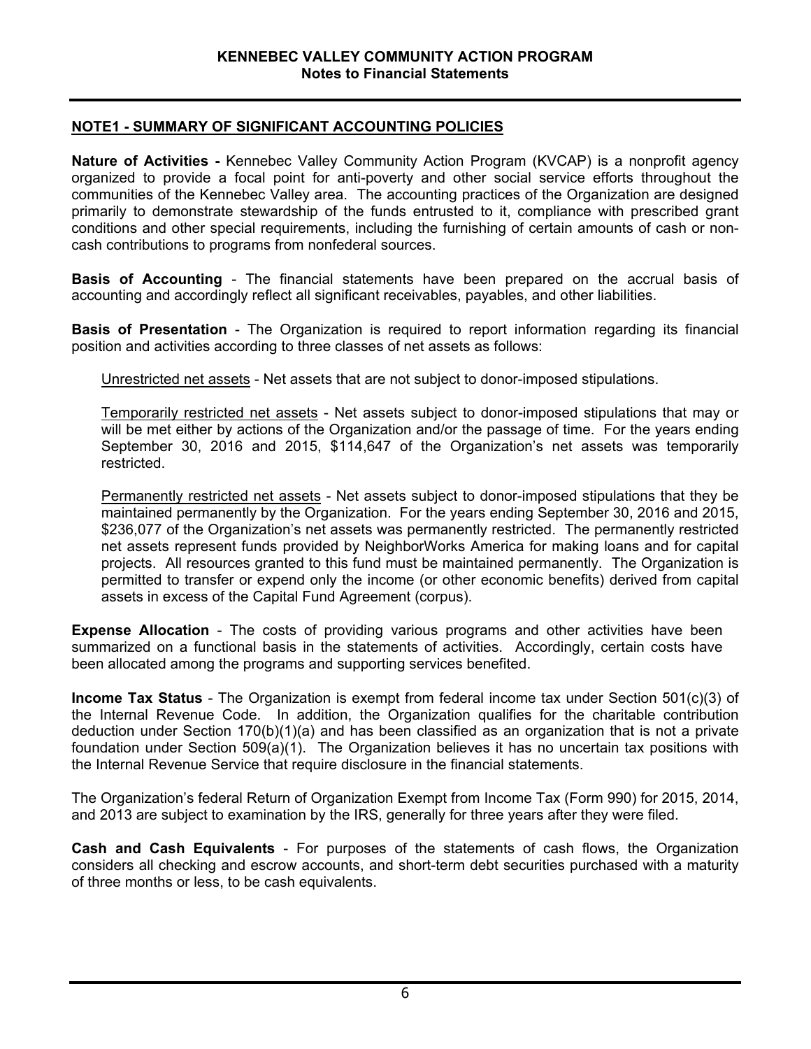# KENNEBEC VALLEY COMMUNITY ACTION PROGRAM
## Notes to Financial Statements

### NOTE1 - SUMMARY OF SIGNIFICANT ACCOUNTING POLICIES

**Nature of Activities -** Kennebec Valley Community Action Program (KVCAP) is a nonprofit agency organized to provide a focal point for anti-poverty and other social service efforts throughout the communities of the Kennebec Valley area. The accounting practices of the Organization are designed primarily to demonstrate stewardship of the funds entrusted to it, compliance with prescribed grant conditions and other special requirements, including the furnishing of certain amounts of cash or non-cash contributions to programs from nonfederal sources.

**Basis of Accounting** - The financial statements have been prepared on the accrual basis of accounting and accordingly reflect all significant receivables, payables, and other liabilities.

**Basis of Presentation** - The Organization is required to report information regarding its financial position and activities according to three classes of net assets as follows:

Unrestricted net assets - Net assets that are not subject to donor-imposed stipulations.

Temporarily restricted net assets - Net assets subject to donor-imposed stipulations that may or will be met either by actions of the Organization and/or the passage of time. For the years ending September 30, 2016 and 2015, $114,647 of the Organization's net assets was temporarily restricted.

Permanently restricted net assets - Net assets subject to donor-imposed stipulations that they be maintained permanently by the Organization. For the years ending September 30, 2016 and 2015, $236,077 of the Organization's net assets was permanently restricted. The permanently restricted net assets represent funds provided by NeighborWorks America for making loans and for capital projects. All resources granted to this fund must be maintained permanently. The Organization is permitted to transfer or expend only the income (or other economic benefits) derived from capital assets in excess of the Capital Fund Agreement (corpus).

**Expense Allocation** - The costs of providing various programs and other activities have been summarized on a functional basis in the statements of activities. Accordingly, certain costs have been allocated among the programs and supporting services benefited.

**Income Tax Status** - The Organization is exempt from federal income tax under Section 501(c)(3) of the Internal Revenue Code. In addition, the Organization qualifies for the charitable contribution deduction under Section 170(b)(1)(a) and has been classified as an organization that is not a private foundation under Section 509(a)(1). The Organization believes it has no uncertain tax positions with the Internal Revenue Service that require disclosure in the financial statements.

The Organization's federal Return of Organization Exempt from Income Tax (Form 990) for 2015, 2014, and 2013 are subject to examination by the IRS, generally for three years after they were filed.

**Cash and Cash Equivalents** - For purposes of the statements of cash flows, the Organization considers all checking and escrow accounts, and short-term debt securities purchased with a maturity of three months or less, to be cash equivalents.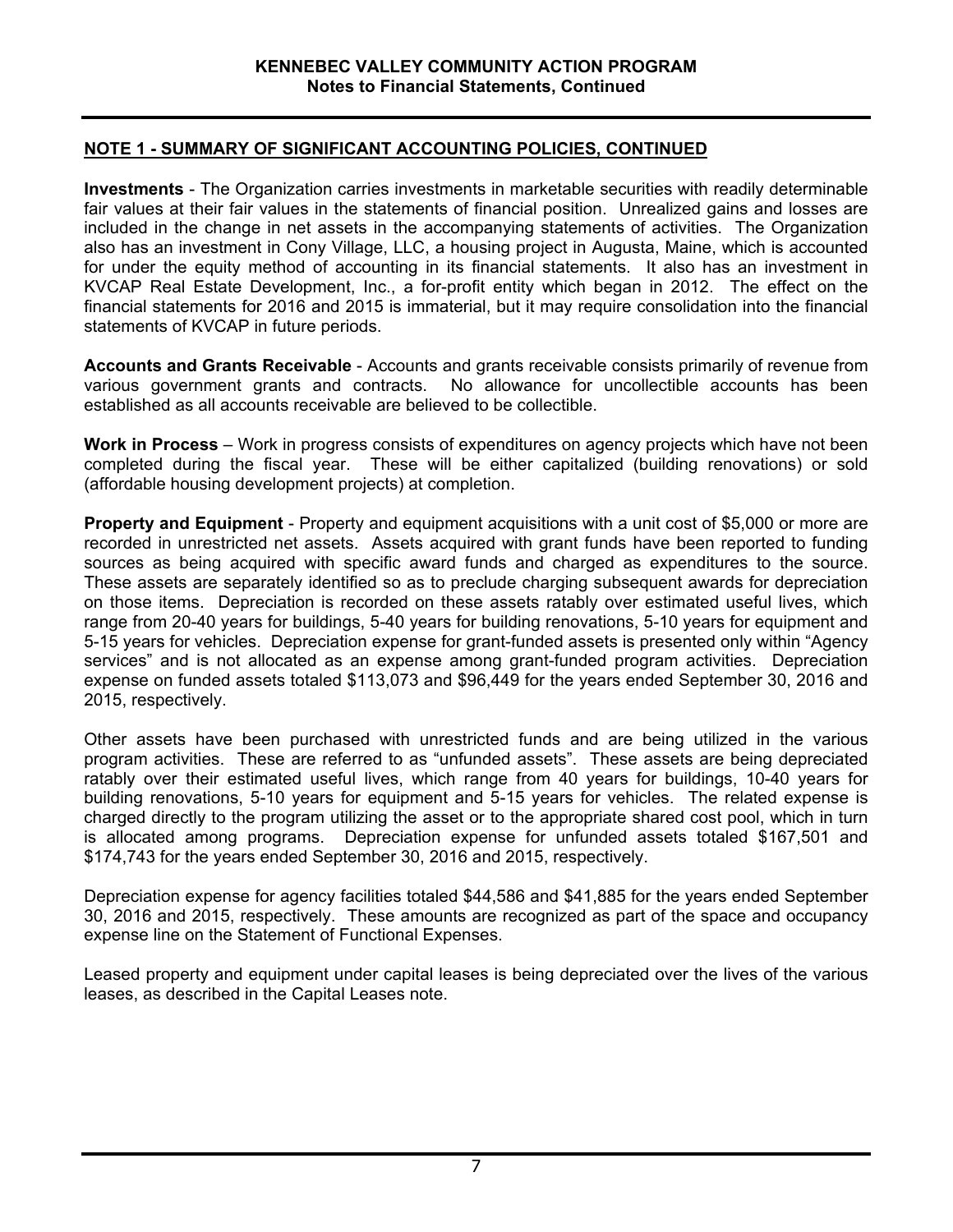## NOTE 1 - SUMMARY OF SIGNIFICANT ACCOUNTING POLICIES, CONTINUED

**Investments** - The Organization carries investments in marketable securities with readily determinable fair values at their fair values in the statements of financial position. Unrealized gains and losses are included in the change in net assets in the accompanying statements of activities. The Organization also has an investment in Cony Village, LLC, a housing project in Augusta, Maine, which is accounted for under the equity method of accounting in its financial statements. It also has an investment in KVCAP Real Estate Development, Inc., a for-profit entity which began in 2012. The effect on the financial statements for 2016 and 2015 is immaterial, but it may require consolidation into the financial statements of KVCAP in future periods.

**Accounts and Grants Receivable** - Accounts and grants receivable consists primarily of revenue from various government grants and contracts. No allowance for uncollectible accounts has been established as all accounts receivable are believed to be collectible.

**Work in Process** – Work in progress consists of expenditures on agency projects which have not been completed during the fiscal year. These will be either capitalized (building renovations) or sold (affordable housing development projects) at completion.

**Property and Equipment** - Property and equipment acquisitions with a unit cost of $5,000 or more are recorded in unrestricted net assets. Assets acquired with grant funds have been reported to funding sources as being acquired with specific award funds and charged as expenditures to the source. These assets are separately identified so as to preclude charging subsequent awards for depreciation on those items. Depreciation is recorded on these assets ratably over estimated useful lives, which range from 20-40 years for buildings, 5-40 years for building renovations, 5-10 years for equipment and 5-15 years for vehicles. Depreciation expense for grant-funded assets is presented only within "Agency services" and is not allocated as an expense among grant-funded program activities. Depreciation expense on funded assets totaled $113,073 and $96,449 for the years ended September 30, 2016 and 2015, respectively.

Other assets have been purchased with unrestricted funds and are being utilized in the various program activities. These are referred to as "unfunded assets". These assets are being depreciated ratably over their estimated useful lives, which range from 40 years for buildings, 10-40 years for building renovations, 5-10 years for equipment and 5-15 years for vehicles. The related expense is charged directly to the program utilizing the asset or to the appropriate shared cost pool, which in turn is allocated among programs. Depreciation expense for unfunded assets totaled $167,501 and $174,743 for the years ended September 30, 2016 and 2015, respectively.

Depreciation expense for agency facilities totaled $44,586 and $41,885 for the years ended September 30, 2016 and 2015, respectively. These amounts are recognized as part of the space and occupancy expense line on the Statement of Functional Expenses.

Leased property and equipment under capital leases is being depreciated over the lives of the various leases, as described in the Capital Leases note.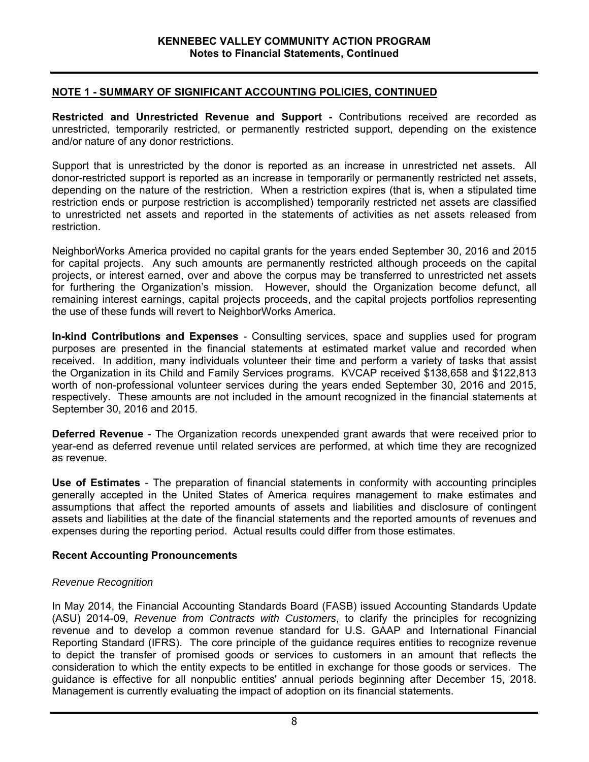## NOTE 1 - SUMMARY OF SIGNIFICANT ACCOUNTING POLICIES, CONTINUED

**Restricted and Unrestricted Revenue and Support -** Contributions received are recorded as unrestricted, temporarily restricted, or permanently restricted support, depending on the existence and/or nature of any donor restrictions.

Support that is unrestricted by the donor is reported as an increase in unrestricted net assets. All donor-restricted support is reported as an increase in temporarily or permanently restricted net assets, depending on the nature of the restriction. When a restriction expires (that is, when a stipulated time restriction ends or purpose restriction is accomplished) temporarily restricted net assets are classified to unrestricted net assets and reported in the statements of activities as net assets released from restriction.

NeighborWorks America provided no capital grants for the years ended September 30, 2016 and 2015 for capital projects. Any such amounts are permanently restricted although proceeds on the capital projects, or interest earned, over and above the corpus may be transferred to unrestricted net assets for furthering the Organization's mission. However, should the Organization become defunct, all remaining interest earnings, capital projects proceeds, and the capital projects portfolios representing the use of these funds will revert to NeighborWorks America.

**In-kind Contributions and Expenses** - Consulting services, space and supplies used for program purposes are presented in the financial statements at estimated market value and recorded when received. In addition, many individuals volunteer their time and perform a variety of tasks that assist the Organization in its Child and Family Services programs. KVCAP received $138,658 and $122,813 worth of non-professional volunteer services during the years ended September 30, 2016 and 2015, respectively. These amounts are not included in the amount recognized in the financial statements at September 30, 2016 and 2015.

**Deferred Revenue** - The Organization records unexpended grant awards that were received prior to year-end as deferred revenue until related services are performed, at which time they are recognized as revenue.

**Use of Estimates** - The preparation of financial statements in conformity with accounting principles generally accepted in the United States of America requires management to make estimates and assumptions that affect the reported amounts of assets and liabilities and disclosure of contingent assets and liabilities at the date of the financial statements and the reported amounts of revenues and expenses during the reporting period. Actual results could differ from those estimates.

### Recent Accounting Pronouncements

*Revenue Recognition*

In May 2014, the Financial Accounting Standards Board (FASB) issued Accounting Standards Update (ASU) 2014-09, *Revenue from Contracts with Customers*, to clarify the principles for recognizing revenue and to develop a common revenue standard for U.S. GAAP and International Financial Reporting Standard (IFRS). The core principle of the guidance requires entities to recognize revenue to depict the transfer of promised goods or services to customers in an amount that reflects the consideration to which the entity expects to be entitled in exchange for those goods or services. The guidance is effective for all nonpublic entities' annual periods beginning after December 15, 2018. Management is currently evaluating the impact of adoption on its financial statements.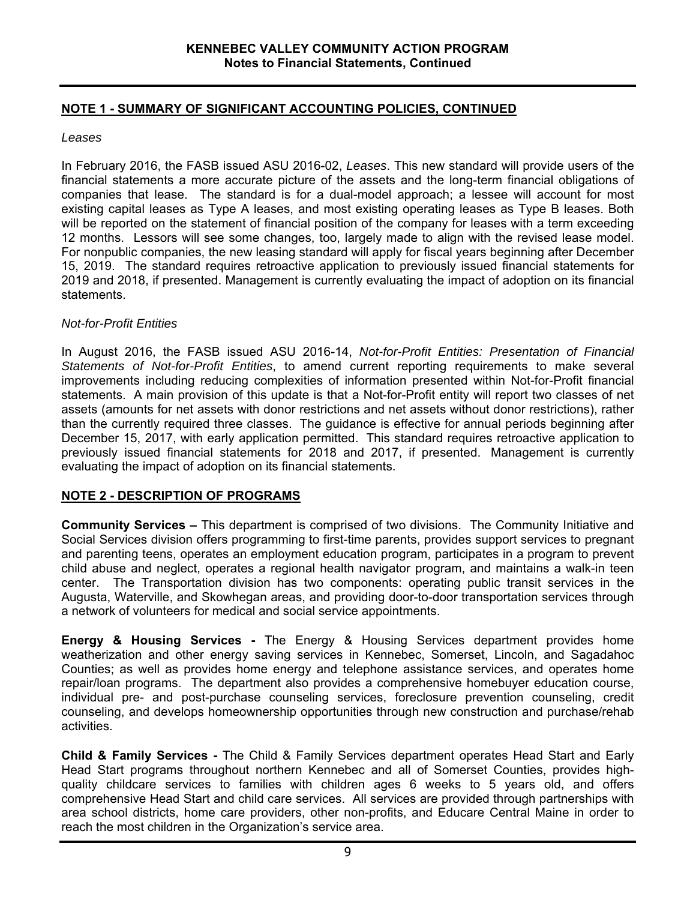## NOTE 1 - SUMMARY OF SIGNIFICANT ACCOUNTING POLICIES, CONTINUED

*Leases*

In February 2016, the FASB issued ASU 2016-02, *Leases*. This new standard will provide users of the financial statements a more accurate picture of the assets and the long-term financial obligations of companies that lease. The standard is for a dual-model approach; a lessee will account for most existing capital leases as Type A leases, and most existing operating leases as Type B leases. Both will be reported on the statement of financial position of the company for leases with a term exceeding 12 months. Lessors will see some changes, too, largely made to align with the revised lease model. For nonpublic companies, the new leasing standard will apply for fiscal years beginning after December 15, 2019. The standard requires retroactive application to previously issued financial statements for 2019 and 2018, if presented. Management is currently evaluating the impact of adoption on its financial statements.

*Not-for-Profit Entities*

In August 2016, the FASB issued ASU 2016-14, *Not-for-Profit Entities: Presentation of Financial Statements of Not-for-Profit Entities*, to amend current reporting requirements to make several improvements including reducing complexities of information presented within Not-for-Profit financial statements. A main provision of this update is that a Not-for-Profit entity will report two classes of net assets (amounts for net assets with donor restrictions and net assets without donor restrictions), rather than the currently required three classes. The guidance is effective for annual periods beginning after December 15, 2017, with early application permitted. This standard requires retroactive application to previously issued financial statements for 2018 and 2017, if presented. Management is currently evaluating the impact of adoption on its financial statements.

## NOTE 2 - DESCRIPTION OF PROGRAMS

**Community Services –** This department is comprised of two divisions. The Community Initiative and Social Services division offers programming to first-time parents, provides support services to pregnant and parenting teens, operates an employment education program, participates in a program to prevent child abuse and neglect, operates a regional health navigator program, and maintains a walk-in teen center. The Transportation division has two components: operating public transit services in the Augusta, Waterville, and Skowhegan areas, and providing door-to-door transportation services through a network of volunteers for medical and social service appointments.

**Energy & Housing Services -** The Energy & Housing Services department provides home weatherization and other energy saving services in Kennebec, Somerset, Lincoln, and Sagadahoc Counties; as well as provides home energy and telephone assistance services, and operates home repair/loan programs. The department also provides a comprehensive homebuyer education course, individual pre- and post-purchase counseling services, foreclosure prevention counseling, credit counseling, and develops homeownership opportunities through new construction and purchase/rehab activities.

**Child & Family Services -** The Child & Family Services department operates Head Start and Early Head Start programs throughout northern Kennebec and all of Somerset Counties, provides high-quality childcare services to families with children ages 6 weeks to 5 years old, and offers comprehensive Head Start and child care services. All services are provided through partnerships with area school districts, home care providers, other non-profits, and Educare Central Maine in order to reach the most children in the Organization's service area.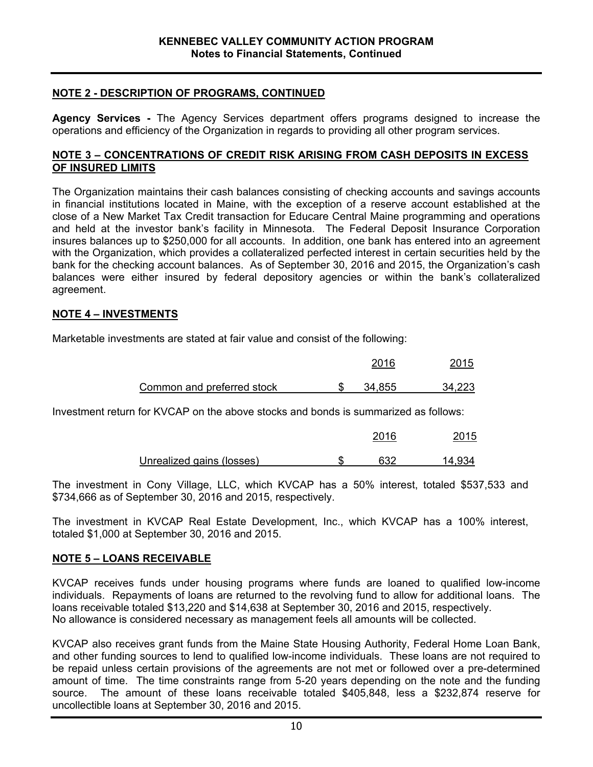## NOTE 2 - DESCRIPTION OF PROGRAMS, CONTINUED

**Agency Services -** The Agency Services department offers programs designed to increase the operations and efficiency of the Organization in regards to providing all other program services.

## NOTE 3 – CONCENTRATIONS OF CREDIT RISK ARISING FROM CASH DEPOSITS IN EXCESS OF INSURED LIMITS

The Organization maintains their cash balances consisting of checking accounts and savings accounts in financial institutions located in Maine, with the exception of a reserve account established at the close of a New Market Tax Credit transaction for Educare Central Maine programming and operations and held at the investor bank's facility in Minnesota. The Federal Deposit Insurance Corporation insures balances up to $250,000 for all accounts. In addition, one bank has entered into an agreement with the Organization, which provides a collateralized perfected interest in certain securities held by the bank for the checking account balances. As of September 30, 2016 and 2015, the Organization's cash balances were either insured by federal depository agencies or within the bank's collateralized agreement.

## NOTE 4 – INVESTMENTS

Marketable investments are stated at fair value and consist of the following:

| | 2016 | 2015 |
|---|---|---|
| Common and preferred stock | $ 34,855 | 34,223 |

Investment return for KVCAP on the above stocks and bonds is summarized as follows:

| | 2016 | 2015 |
|---|---|---|
| Unrealized gains (losses) | $ 632 | 14,934 |

The investment in Cony Village, LLC, which KVCAP has a 50% interest, totaled $537,533 and $734,666 as of September 30, 2016 and 2015, respectively.

The investment in KVCAP Real Estate Development, Inc., which KVCAP has a 100% interest, totaled $1,000 at September 30, 2016 and 2015.

## NOTE 5 – LOANS RECEIVABLE

KVCAP receives funds under housing programs where funds are loaned to qualified low-income individuals. Repayments of loans are returned to the revolving fund to allow for additional loans. The loans receivable totaled $13,220 and $14,638 at September 30, 2016 and 2015, respectively. No allowance is considered necessary as management feels all amounts will be collected.

KVCAP also receives grant funds from the Maine State Housing Authority, Federal Home Loan Bank, and other funding sources to lend to qualified low-income individuals. These loans are not required to be repaid unless certain provisions of the agreements are not met or followed over a pre-determined amount of time. The time constraints range from 5-20 years depending on the note and the funding source. The amount of these loans receivable totaled $405,848, less a $232,874 reserve for uncollectible loans at September 30, 2016 and 2015.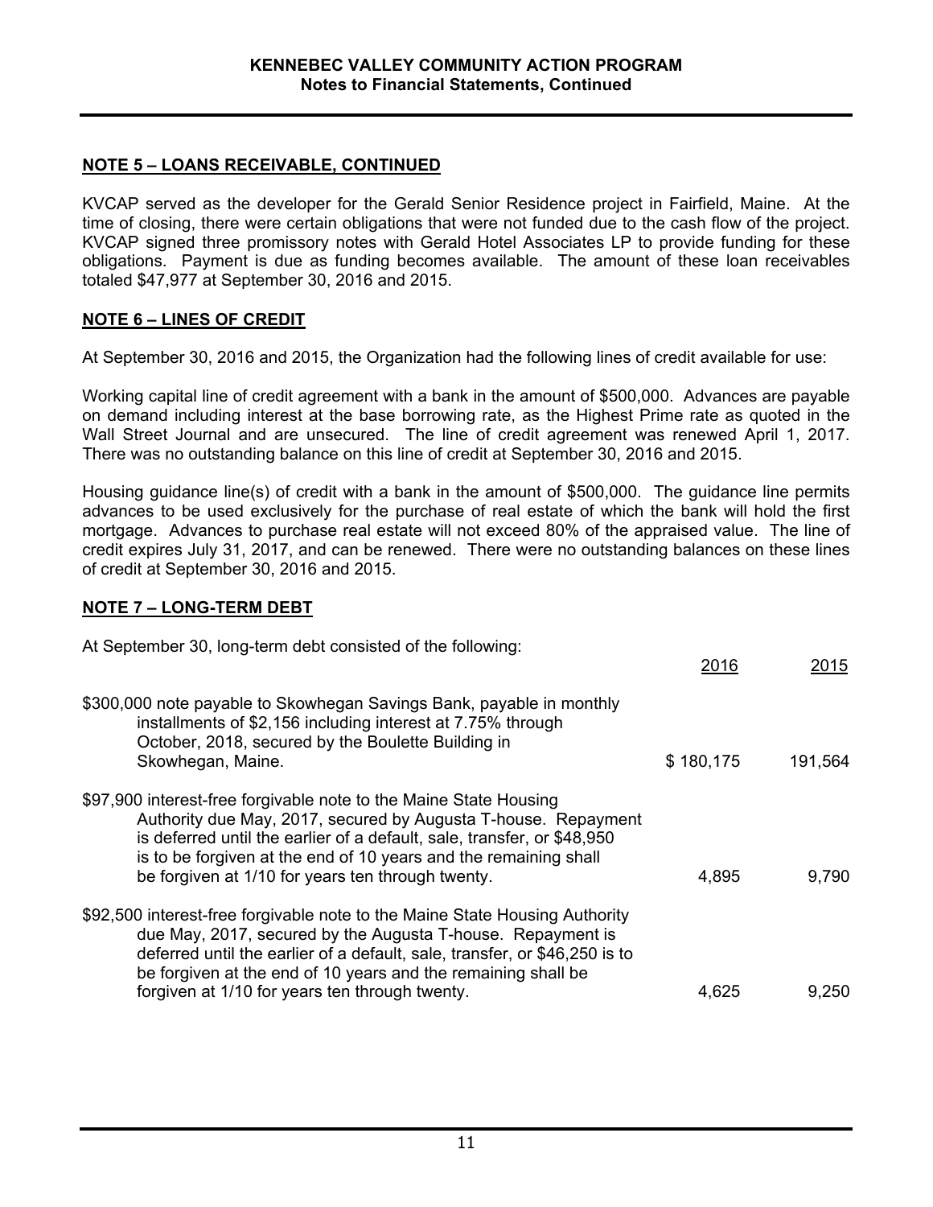## NOTE 5 – LOANS RECEIVABLE, CONTINUED

KVCAP served as the developer for the Gerald Senior Residence project in Fairfield, Maine. At the time of closing, there were certain obligations that were not funded due to the cash flow of the project. KVCAP signed three promissory notes with Gerald Hotel Associates LP to provide funding for these obligations. Payment is due as funding becomes available. The amount of these loan receivables totaled $47,977 at September 30, 2016 and 2015.

## NOTE 6 – LINES OF CREDIT

At September 30, 2016 and 2015, the Organization had the following lines of credit available for use:

Working capital line of credit agreement with a bank in the amount of $500,000. Advances are payable on demand including interest at the base borrowing rate, as the Highest Prime rate as quoted in the Wall Street Journal and are unsecured. The line of credit agreement was renewed April 1, 2017. There was no outstanding balance on this line of credit at September 30, 2016 and 2015.

Housing guidance line(s) of credit with a bank in the amount of $500,000. The guidance line permits advances to be used exclusively for the purchase of real estate of which the bank will hold the first mortgage. Advances to purchase real estate will not exceed 80% of the appraised value. The line of credit expires July 31, 2017, and can be renewed. There were no outstanding balances on these lines of credit at September 30, 2016 and 2015.

## NOTE 7 – LONG-TERM DEBT

At September 30, long-term debt consisted of the following:

| | 2016 | 2015 |
|---|---|---|
| $300,000 note payable to Skowhegan Savings Bank, payable in monthly installments of $2,156 including interest at 7.75% through October, 2018, secured by the Boulette Building in Skowhegan, Maine. | $ 180,175 | 191,564 |
| $97,900 interest-free forgivable note to the Maine State Housing Authority due May, 2017, secured by Augusta T-house. Repayment is deferred until the earlier of a default, sale, transfer, or $48,950 is to be forgiven at the end of 10 years and the remaining shall be forgiven at 1/10 for years ten through twenty. | 4,895 | 9,790 |
| $92,500 interest-free forgivable note to the Maine State Housing Authority due May, 2017, secured by the Augusta T-house. Repayment is deferred until the earlier of a default, sale, transfer, or $46,250 is to be forgiven at the end of 10 years and the remaining shall be forgiven at 1/10 for years ten through twenty. | 4,625 | 9,250 |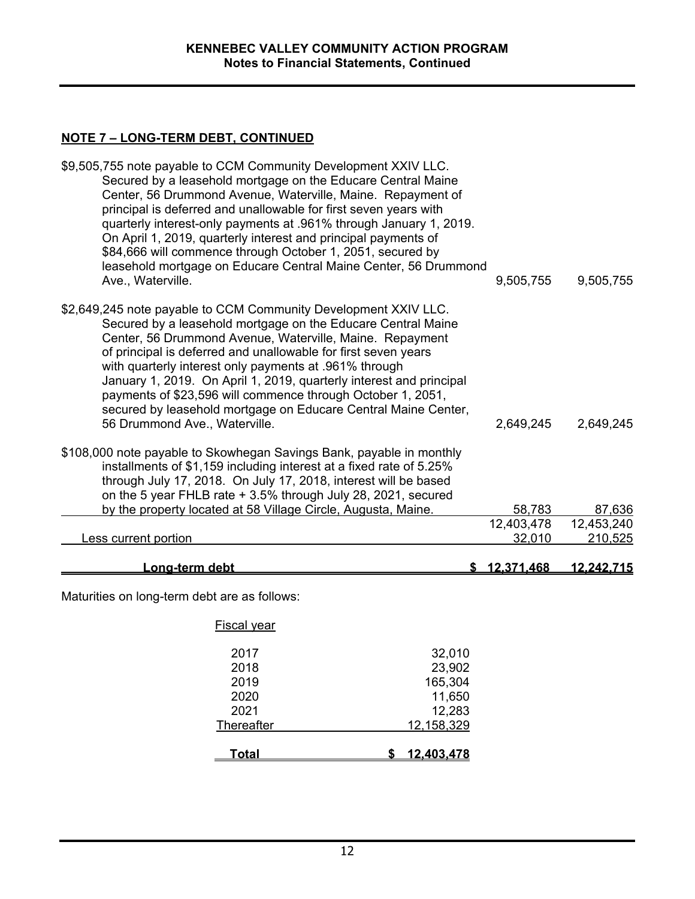## NOTE 7 – LONG-TERM DEBT, CONTINUED

| | | |
|---|---|---|
| $9,505,755 note payable to CCM Community Development XXIV LLC. Secured by a leasehold mortgage on the Educare Central Maine Center, 56 Drummond Avenue, Waterville, Maine. Repayment of principal is deferred and unallowable for first seven years with quarterly interest-only payments at .961% through January 1, 2019. On April 1, 2019, quarterly interest and principal payments of $84,666 will commence through October 1, 2051, secured by leasehold mortgage on Educare Central Maine Center, 56 Drummond Ave., Waterville. | 9,505,755 | 9,505,755 |
| $2,649,245 note payable to CCM Community Development XXIV LLC. Secured by a leasehold mortgage on the Educare Central Maine Center, 56 Drummond Avenue, Waterville, Maine. Repayment of principal is deferred and unallowable for first seven years with quarterly interest only payments at .961% through January 1, 2019. On April 1, 2019, quarterly interest and principal payments of $23,596 will commence through October 1, 2051, secured by leasehold mortgage on Educare Central Maine Center, 56 Drummond Ave., Waterville. | 2,649,245 | 2,649,245 |
| $108,000 note payable to Skowhegan Savings Bank, payable in monthly installments of $1,159 including interest at a fixed rate of 5.25% through July 17, 2018. On July 17, 2018, interest will be based on the 5 year FHLB rate + 3.5% through July 28, 2021, secured by the property located at 58 Village Circle, Augusta, Maine. | 58,783 | 87,636 |
| | 12,403,478 | 12,453,240 |
| Less current portion | 32,010 | 210,525 |
| **Long-term debt** | **$ 12,371,468** | **12,242,715** |

Maturities on long-term debt are as follows:

| Fiscal year | |
|---|---|
| 2017 | 32,010 |
| 2018 | 23,902 |
| 2019 | 165,304 |
| 2020 | 11,650 |
| 2021 | 12,283 |
| Thereafter | 12,158,329 |
| **Total** | **$ 12,403,478** |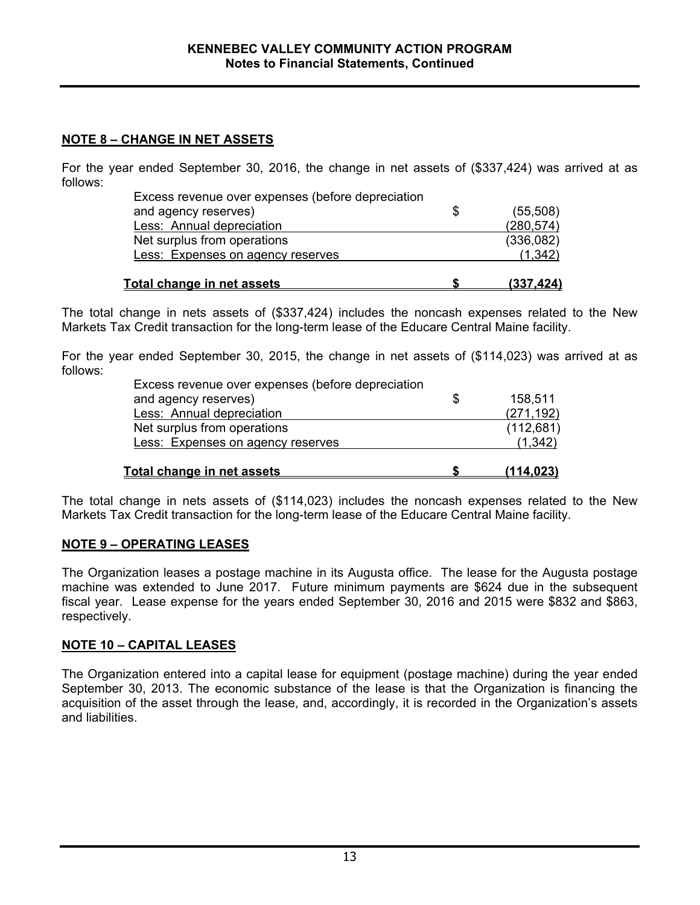## NOTE 8 – CHANGE IN NET ASSETS

For the year ended September 30, 2016, the change in net assets of (\$337,424) was arrived at as follows:

| | | |
|---|---|---|
| Excess revenue over expenses (before depreciation and agency reserves) | \$ | (55,508) |
| Less: Annual depreciation | | (280,574) |
| Net surplus from operations | | (336,082) |
| Less: Expenses on agency reserves | | (1,342) |
| **Total change in net assets** | **\$** | **(337,424)** |

The total change in nets assets of (\$337,424) includes the noncash expenses related to the New Markets Tax Credit transaction for the long-term lease of the Educare Central Maine facility.

For the year ended September 30, 2015, the change in net assets of (\$114,023) was arrived at as follows:

| | | |
|---|---|---|
| Excess revenue over expenses (before depreciation and agency reserves) | \$ | 158,511 |
| Less: Annual depreciation | | (271,192) |
| Net surplus from operations | | (112,681) |
| Less: Expenses on agency reserves | | (1,342) |
| **Total change in net assets** | **\$** | **(114,023)** |

The total change in nets assets of (\$114,023) includes the noncash expenses related to the New Markets Tax Credit transaction for the long-term lease of the Educare Central Maine facility.

## NOTE 9 – OPERATING LEASES

The Organization leases a postage machine in its Augusta office. The lease for the Augusta postage machine was extended to June 2017. Future minimum payments are \$624 due in the subsequent fiscal year. Lease expense for the years ended September 30, 2016 and 2015 were \$832 and \$863, respectively.

## NOTE 10 – CAPITAL LEASES

The Organization entered into a capital lease for equipment (postage machine) during the year ended September 30, 2013. The economic substance of the lease is that the Organization is financing the acquisition of the asset through the lease, and, accordingly, it is recorded in the Organization's assets and liabilities.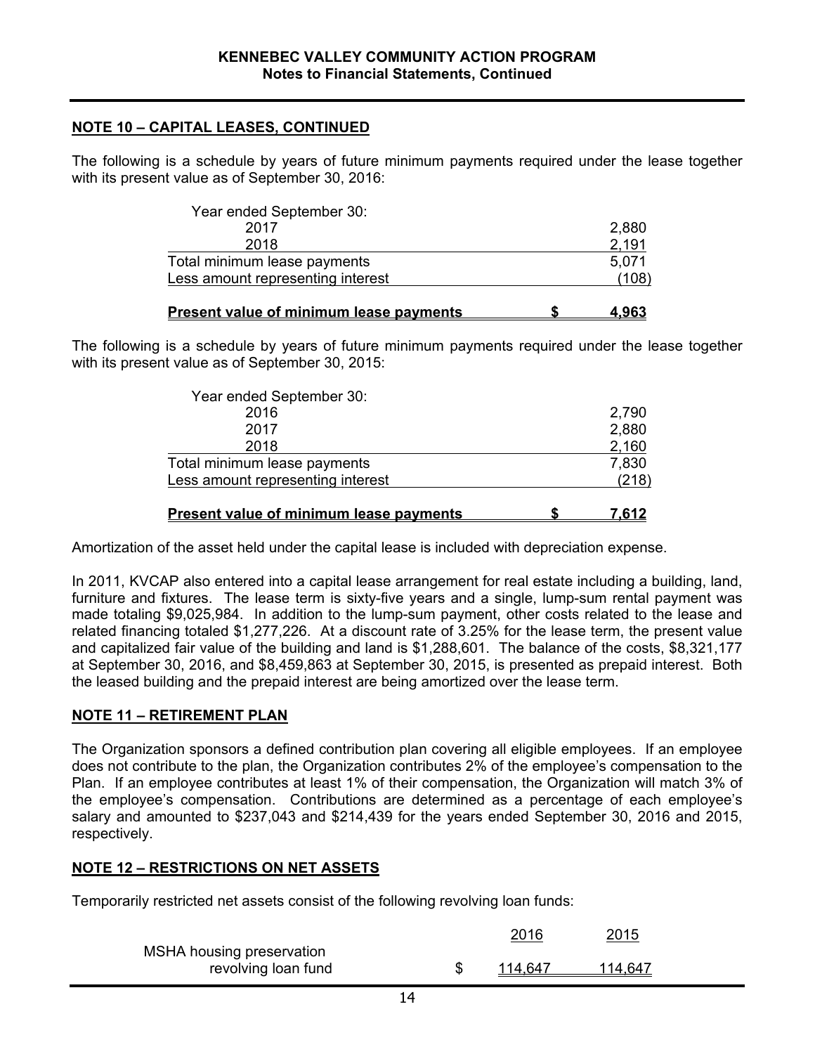## NOTE 10 – CAPITAL LEASES, CONTINUED

The following is a schedule by years of future minimum payments required under the lease together with its present value as of September 30, 2016:

| | | |
|---|---|---|
| Year ended September 30: | | |
| 2017 | | 2,880 |
| 2018 | | 2,191 |
| Total minimum lease payments | | 5,071 |
| Less amount representing interest | | (108) |
| **Present value of minimum lease payments** | **$** | **4,963** |

The following is a schedule by years of future minimum payments required under the lease together with its present value as of September 30, 2015:

| | | |
|---|---|---|
| Year ended September 30: | | |
| 2016 | | 2,790 |
| 2017 | | 2,880 |
| 2018 | | 2,160 |
| Total minimum lease payments | | 7,830 |
| Less amount representing interest | | (218) |
| **Present value of minimum lease payments** | **$** | **7,612** |

Amortization of the asset held under the capital lease is included with depreciation expense.

In 2011, KVCAP also entered into a capital lease arrangement for real estate including a building, land, furniture and fixtures. The lease term is sixty-five years and a single, lump-sum rental payment was made totaling $9,025,984. In addition to the lump-sum payment, other costs related to the lease and related financing totaled $1,277,226. At a discount rate of 3.25% for the lease term, the present value and capitalized fair value of the building and land is $1,288,601. The balance of the costs, $8,321,177 at September 30, 2016, and $8,459,863 at September 30, 2015, is presented as prepaid interest. Both the leased building and the prepaid interest are being amortized over the lease term.

## NOTE 11 – RETIREMENT PLAN

The Organization sponsors a defined contribution plan covering all eligible employees. If an employee does not contribute to the plan, the Organization contributes 2% of the employee's compensation to the Plan. If an employee contributes at least 1% of their compensation, the Organization will match 3% of the employee's compensation. Contributions are determined as a percentage of each employee's salary and amounted to $237,043 and $214,439 for the years ended September 30, 2016 and 2015, respectively.

## NOTE 12 – RESTRICTIONS ON NET ASSETS

Temporarily restricted net assets consist of the following revolving loan funds:

| | | 2016 | 2015 |
|---|---|---|---|
| MSHA housing preservation revolving loan fund | $ | 114,647 | 114,647 |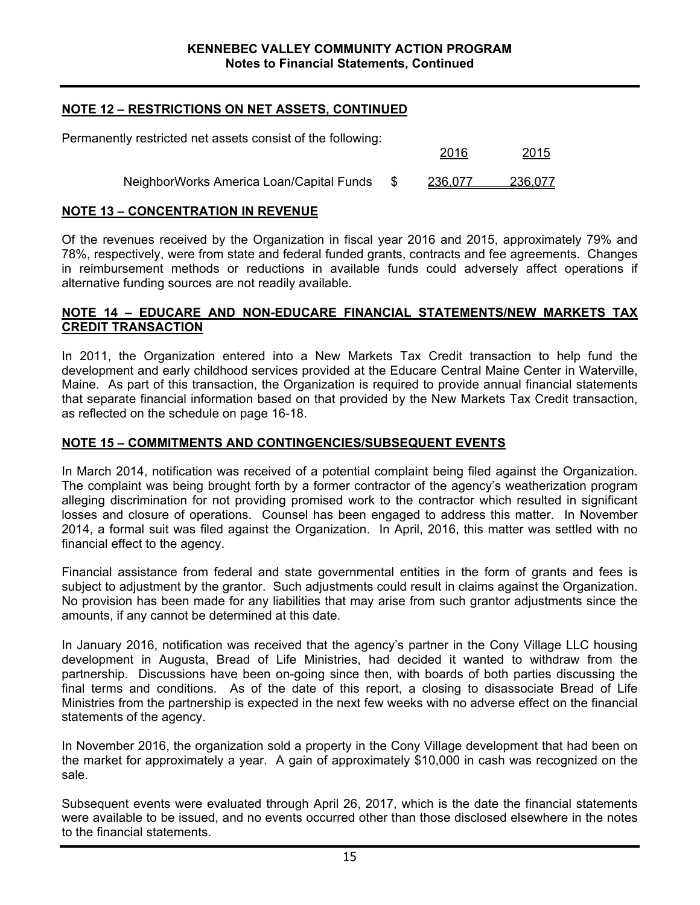## NOTE 12 – RESTRICTIONS ON NET ASSETS, CONTINUED

Permanently restricted net assets consist of the following:

| | | 2016 | 2015 |
|---|---|---|---|
| NeighborWorks America Loan/Capital Funds | $ | 236,077 | 236,077 |

## NOTE 13 – CONCENTRATION IN REVENUE

Of the revenues received by the Organization in fiscal year 2016 and 2015, approximately 79% and 78%, respectively, were from state and federal funded grants, contracts and fee agreements. Changes in reimbursement methods or reductions in available funds could adversely affect operations if alternative funding sources are not readily available.

## NOTE 14 – EDUCARE AND NON-EDUCARE FINANCIAL STATEMENTS/NEW MARKETS TAX CREDIT TRANSACTION

In 2011, the Organization entered into a New Markets Tax Credit transaction to help fund the development and early childhood services provided at the Educare Central Maine Center in Waterville, Maine. As part of this transaction, the Organization is required to provide annual financial statements that separate financial information based on that provided by the New Markets Tax Credit transaction, as reflected on the schedule on page 16-18.

## NOTE 15 – COMMITMENTS AND CONTINGENCIES/SUBSEQUENT EVENTS

In March 2014, notification was received of a potential complaint being filed against the Organization. The complaint was being brought forth by a former contractor of the agency's weatherization program alleging discrimination for not providing promised work to the contractor which resulted in significant losses and closure of operations. Counsel has been engaged to address this matter. In November 2014, a formal suit was filed against the Organization. In April, 2016, this matter was settled with no financial effect to the agency.

Financial assistance from federal and state governmental entities in the form of grants and fees is subject to adjustment by the grantor. Such adjustments could result in claims against the Organization. No provision has been made for any liabilities that may arise from such grantor adjustments since the amounts, if any cannot be determined at this date.

In January 2016, notification was received that the agency's partner in the Cony Village LLC housing development in Augusta, Bread of Life Ministries, had decided it wanted to withdraw from the partnership. Discussions have been on-going since then, with boards of both parties discussing the final terms and conditions. As of the date of this report, a closing to disassociate Bread of Life Ministries from the partnership is expected in the next few weeks with no adverse effect on the financial statements of the agency.

In November 2016, the organization sold a property in the Cony Village development that had been on the market for approximately a year. A gain of approximately $10,000 in cash was recognized on the sale.

Subsequent events were evaluated through April 26, 2017, which is the date the financial statements were available to be issued, and no events occurred other than those disclosed elsewhere in the notes to the financial statements.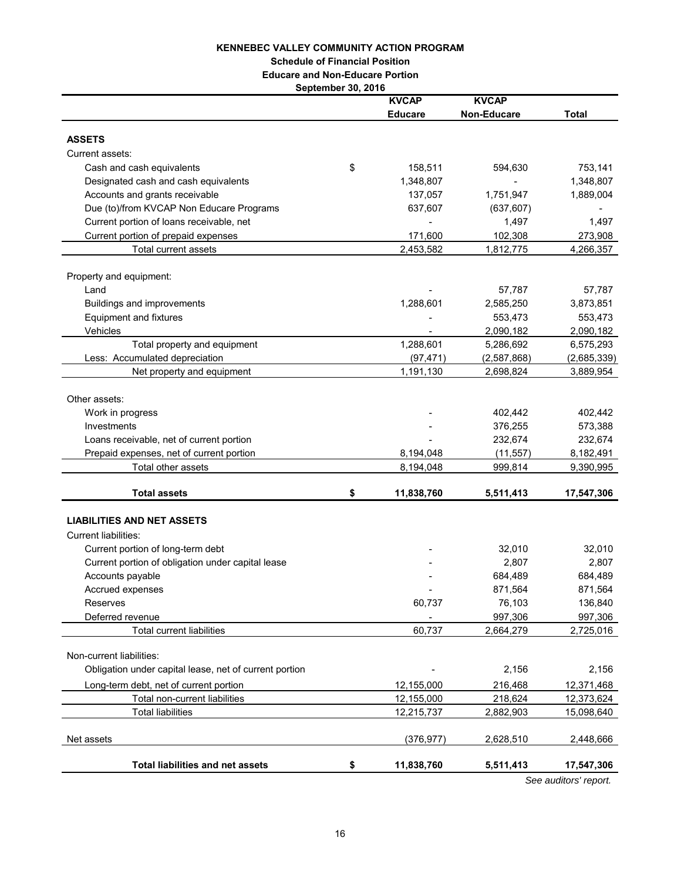# KENNEBEC VALLEY COMMUNITY ACTION PROGRAM

## Schedule of Financial Position

### Educare and Non-Educare Portion

**September 30, 2016**

| | | KVCAP Educare | KVCAP Non-Educare | Total |
|---|---|---|---|---|
| **ASSETS** | | | | |
| Current assets: | | | | |
| Cash and cash equivalents | $ | 158,511 | 594,630 | 753,141 |
| Designated cash and cash equivalents | | 1,348,807 | - | 1,348,807 |
| Accounts and grants receivable | | 137,057 | 1,751,947 | 1,889,004 |
| Due (to)/from KVCAP Non Educare Programs | | 637,607 | (637,607) | - |
| Current portion of loans receivable, net | | - | 1,497 | 1,497 |
| Current portion of prepaid expenses | | 171,600 | 102,308 | 273,908 |
| Total current assets | | 2,453,582 | 1,812,775 | 4,266,357 |
| Property and equipment: | | | | |
| Land | | - | 57,787 | 57,787 |
| Buildings and improvements | | 1,288,601 | 2,585,250 | 3,873,851 |
| Equipment and fixtures | | - | 553,473 | 553,473 |
| Vehicles | | - | 2,090,182 | 2,090,182 |
| Total property and equipment | | 1,288,601 | 5,286,692 | 6,575,293 |
| Less: Accumulated depreciation | | (97,471) | (2,587,868) | (2,685,339) |
| Net property and equipment | | 1,191,130 | 2,698,824 | 3,889,954 |
| Other assets: | | | | |
| Work in progress | | - | 402,442 | 402,442 |
| Investments | | - | 376,255 | 573,388 |
| Loans receivable, net of current portion | | - | 232,674 | 232,674 |
| Prepaid expenses, net of current portion | | 8,194,048 | (11,557) | 8,182,491 |
| Total other assets | | 8,194,048 | 999,814 | 9,390,995 |
| **Total assets** | **$** | **11,838,760** | **5,511,413** | **17,547,306** |
| **LIABILITIES AND NET ASSETS** | | | | |
| Current liabilities: | | | | |
| Current portion of long-term debt | | - | 32,010 | 32,010 |
| Current portion of obligation under capital lease | | - | 2,807 | 2,807 |
| Accounts payable | | - | 684,489 | 684,489 |
| Accrued expenses | | - | 871,564 | 871,564 |
| Reserves | | 60,737 | 76,103 | 136,840 |
| Deferred revenue | | - | 997,306 | 997,306 |
| Total current liabilities | | 60,737 | 2,664,279 | 2,725,016 |
| Non-current liabilities: | | | | |
| Obligation under capital lease, net of current portion | | - | 2,156 | 2,156 |
| Long-term debt, net of current portion | | 12,155,000 | 216,468 | 12,371,468 |
| Total non-current liabilities | | 12,155,000 | 218,624 | 12,373,624 |
| Total liabilities | | 12,215,737 | 2,882,903 | 15,098,640 |
| Net assets | | (376,977) | 2,628,510 | 2,448,666 |
| **Total liabilities and net assets** | **$** | **11,838,760** | **5,511,413** | **17,547,306** |

*See auditors' report.*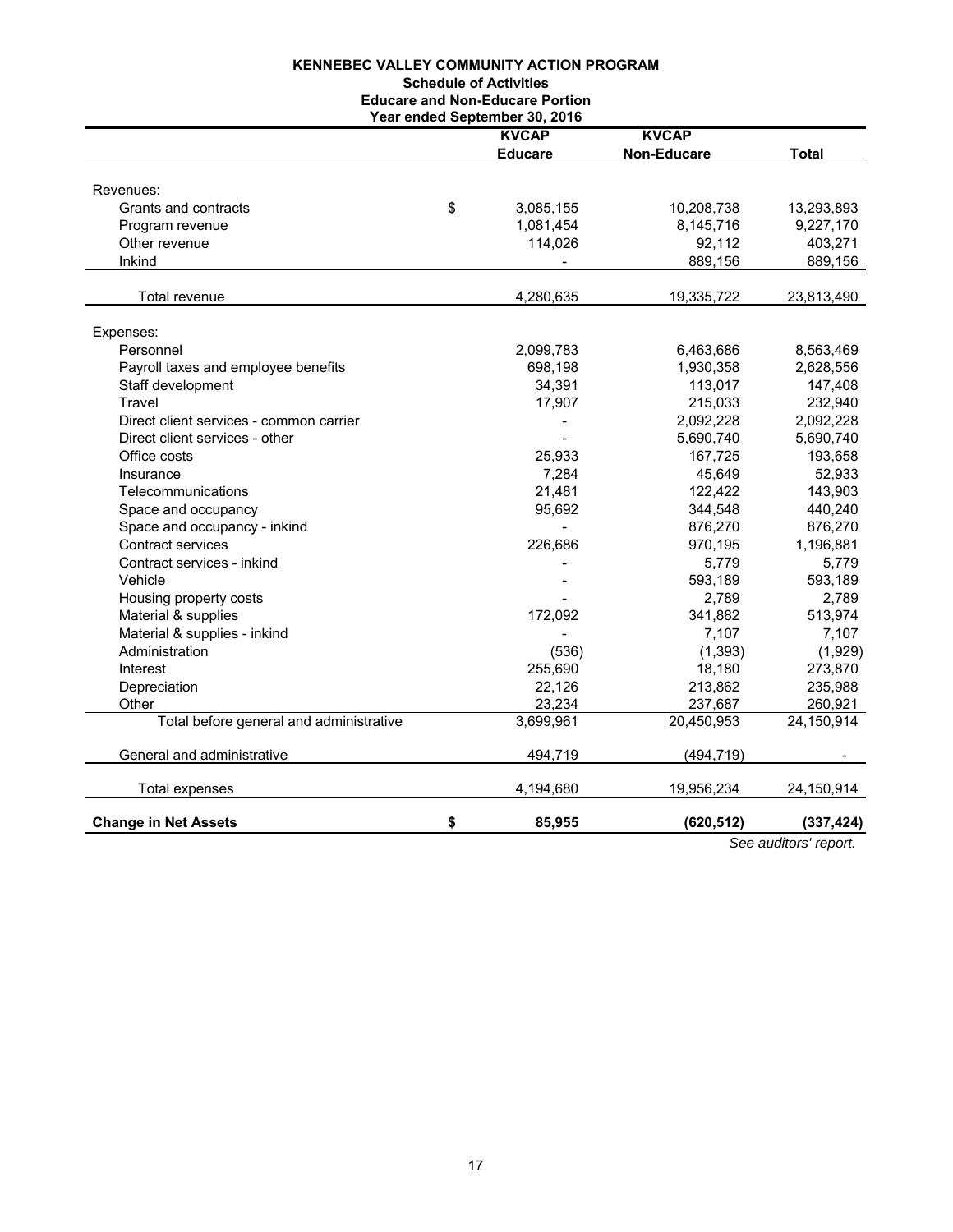# KENNEBEC VALLEY COMMUNITY ACTION PROGRAM

## Schedule of Activities
## Educare and Non-Educare Portion
## Year ended September 30, 2016

| | KVCAP Educare | KVCAP Non-Educare | Total |
|---|---|---|---|
| **Revenues:** | | | |
| Grants and contracts | $ 3,085,155 | 10,208,738 | 13,293,893 |
| Program revenue | 1,081,454 | 8,145,716 | 9,227,170 |
| Other revenue | 114,026 | 92,112 | 403,271 |
| Inkind | - | 889,156 | 889,156 |
| Total revenue | 4,280,635 | 19,335,722 | 23,813,490 |
| **Expenses:** | | | |
| Personnel | 2,099,783 | 6,463,686 | 8,563,469 |
| Payroll taxes and employee benefits | 698,198 | 1,930,358 | 2,628,556 |
| Staff development | 34,391 | 113,017 | 147,408 |
| Travel | 17,907 | 215,033 | 232,940 |
| Direct client services - common carrier | - | 2,092,228 | 2,092,228 |
| Direct client services - other | - | 5,690,740 | 5,690,740 |
| Office costs | 25,933 | 167,725 | 193,658 |
| Insurance | 7,284 | 45,649 | 52,933 |
| Telecommunications | 21,481 | 122,422 | 143,903 |
| Space and occupancy | 95,692 | 344,548 | 440,240 |
| Space and occupancy - inkind | - | 876,270 | 876,270 |
| Contract services | 226,686 | 970,195 | 1,196,881 |
| Contract services - inkind | - | 5,779 | 5,779 |
| Vehicle | - | 593,189 | 593,189 |
| Housing property costs | - | 2,789 | 2,789 |
| Material & supplies | 172,092 | 341,882 | 513,974 |
| Material & supplies - inkind | - | 7,107 | 7,107 |
| Administration | (536) | (1,393) | (1,929) |
| Interest | 255,690 | 18,180 | 273,870 |
| Depreciation | 22,126 | 213,862 | 235,988 |
| Other | 23,234 | 237,687 | 260,921 |
| Total before general and administrative | 3,699,961 | 20,450,953 | 24,150,914 |
| General and administrative | 494,719 | (494,719) | - |
| Total expenses | 4,194,680 | 19,956,234 | 24,150,914 |
| **Change in Net Assets** | **$ 85,955** | **(620,512)** | **(337,424)** |

*See auditors' report.*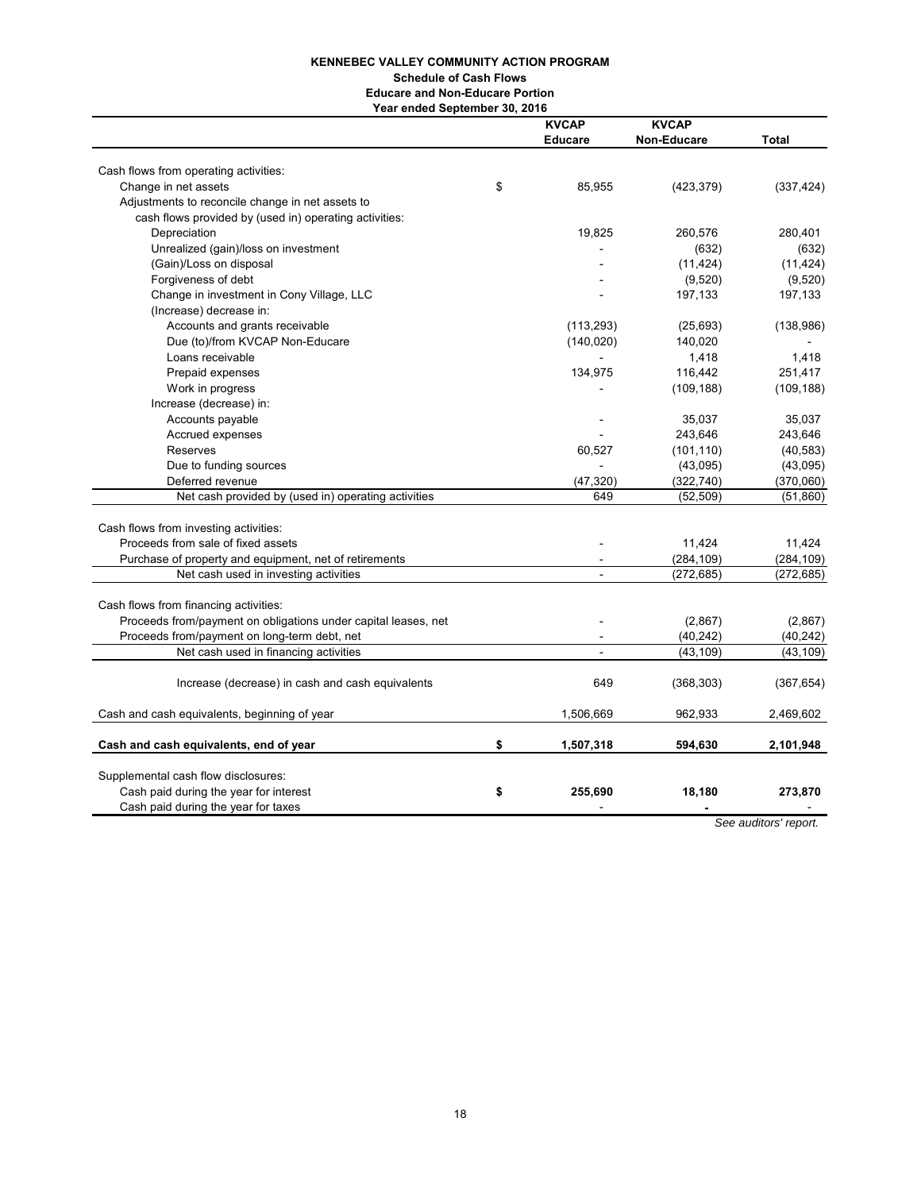**KENNEBEC VALLEY COMMUNITY ACTION PROGRAM**
**Schedule of Cash Flows**
**Educare and Non-Educare Portion**
**Year ended September 30, 2016**

| | KVCAP Educare | KVCAP Non-Educare | Total |
|---|---|---|---|
| Cash flows from operating activities: | | | |
| Change in net assets | $ 85,955 | (423,379) | (337,424) |
| Adjustments to reconcile change in net assets to cash flows provided by (used in) operating activities: | | | |
| Depreciation | 19,825 | 260,576 | 280,401 |
| Unrealized (gain)/loss on investment | - | (632) | (632) |
| (Gain)/Loss on disposal | - | (11,424) | (11,424) |
| Forgiveness of debt | - | (9,520) | (9,520) |
| Change in investment in Cony Village, LLC | - | 197,133 | 197,133 |
| (Increase) decrease in: | | | |
| Accounts and grants receivable | (113,293) | (25,693) | (138,986) |
| Due (to)/from KVCAP Non-Educare | (140,020) | 140,020 | - |
| Loans receivable | - | 1,418 | 1,418 |
| Prepaid expenses | 134,975 | 116,442 | 251,417 |
| Work in progress | - | (109,188) | (109,188) |
| Increase (decrease) in: | | | |
| Accounts payable | - | 35,037 | 35,037 |
| Accrued expenses | - | 243,646 | 243,646 |
| Reserves | 60,527 | (101,110) | (40,583) |
| Due to funding sources | - | (43,095) | (43,095) |
| Deferred revenue | (47,320) | (322,740) | (370,060) |
| Net cash provided by (used in) operating activities | 649 | (52,509) | (51,860) |
| Cash flows from investing activities: | | | |
| Proceeds from sale of fixed assets | - | 11,424 | 11,424 |
| Purchase of property and equipment, net of retirements | - | (284,109) | (284,109) |
| Net cash used in investing activities | - | (272,685) | (272,685) |
| Cash flows from financing activities: | | | |
| Proceeds from/payment on obligations under capital leases, net | - | (2,867) | (2,867) |
| Proceeds from/payment on long-term debt, net | - | (40,242) | (40,242) |
| Net cash used in financing activities | - | (43,109) | (43,109) |
| Increase (decrease) in cash and cash equivalents | 649 | (368,303) | (367,654) |
| Cash and cash equivalents, beginning of year | 1,506,669 | 962,933 | 2,469,602 |
| **Cash and cash equivalents, end of year** | **$ 1,507,318** | **594,630** | **2,101,948** |
| Supplemental cash flow disclosures: | | | |
| Cash paid during the year for interest | **$ 255,690** | **18,180** | **273,870** |
| Cash paid during the year for taxes | - | - | - |

*See auditors' report.*